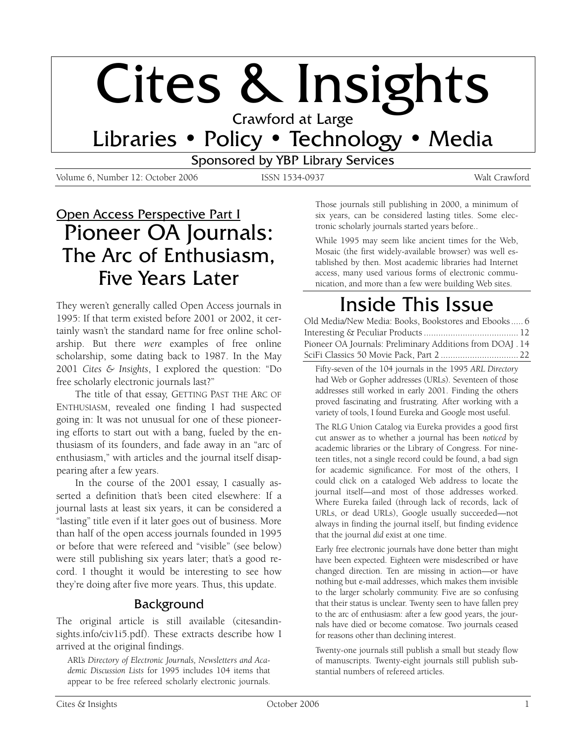# Cites & Insights

Crawford at Large

## Libraries • Policy • Technology • Media

Sponsored by YBP Library Services

Volume 6, Number 12: October 2006 ISSN 1534-0937 Walt Crawford

<u>Open Access Perspective Part I</u>

# Pioneer OA Journals: The Arc of Enthusiasm, Five Years Later

They weren't generally called Open Access journals in 1995: If that term existed before 2001 or 2002, it certainly wasn't the standard name for free online scholarship. But there *were* examples of free online scholarship, some dating back to 1987. In the May 2001 *Cites & Insights*, I explored the question: "Do free scholarly electronic journals last?"

The title of that essay, GETTING PAST THE ARC OF ENTHUSIASM, revealed one finding I had suspected going in: It was not unusual for one of these pioneering efforts to start out with a bang, fueled by the enthusiasm of its founders, and fade away in an "arc of enthusiasm," with articles and the journal itself disappearing after a few years.

In the course of the 2001 essay, I casually asserted a definition that's been cited elsewhere: If a journal lasts at least six years, it can be considered a "lasting" title even if it later goes out of business. More than half of the open access journals founded in 1995 or before that were refereed and "visible" (see below) were still publishing six years later; that's a good record. I thought it would be interesting to see how they're doing after five more years. Thus, this update.

## Background

The original article is still available (citesandinsights.info/civ1i5.pdf). These extracts describe how I arrived at the original findings.

> ARL's *Directory of Electronic Journals, Newsletters and Academic Discussion Lists* for 1995 includes 104 items that appear to be free refereed scholarly electronic journals. Those journals still publishing in 2000, a minimum of six years, can be considered lasting titles. Some electronic scholarly journals started years before..
>
> While 1995 may seem like ancient times for the Web, Mosaic (the first widely-available browser) was well established by then. Most academic libraries had Internet access, many used various forms of electronic communication, and more than a few were building Web sites.

## Inside This Issue

Old Media/New Media: Books, Bookstores and Ebooks ..... 6
Interesting & Peculiar Products ....................................... 12
Pioneer OA Journals: Preliminary Additions from DOAJ . 14
SciFi Classics 50 Movie Pack, Part 2 ................................ 22

> Fifty-seven of the 104 journals in the 1995 *ARL Directory* had Web or Gopher addresses (URLs). Seventeen of those addresses still worked in early 2001. Finding the others proved fascinating and frustrating. After working with a variety of tools, I found Eureka and Google most useful.
>
> The RLG Union Catalog via Eureka provides a good first cut answer as to whether a journal has been *noticed* by academic libraries or the Library of Congress. For nineteen titles, not a single record could be found, a bad sign for academic significance. For most of the others, I could click on a cataloged Web address to locate the journal itself—and most of those addresses worked. Where Eureka failed (through lack of records, lack of URLs, or dead URLs), Google usually succeeded—not always in finding the journal itself, but finding evidence that the journal *did* exist at one time.
>
> Early free electronic journals have done better than might have been expected. Eighteen were misdescribed or have changed direction. Ten are missing in action—or have nothing but e-mail addresses, which makes them invisible to the larger scholarly community. Five are so confusing that their status is unclear. Twenty seen to have fallen prey to the arc of enthusiasm: after a few good years, the journals have died or become comatose. Two journals ceased for reasons other than declining interest.
>
> Twenty-one journals still publish a small but steady flow of manuscripts. Twenty-eight journals still publish substantial numbers of refereed articles.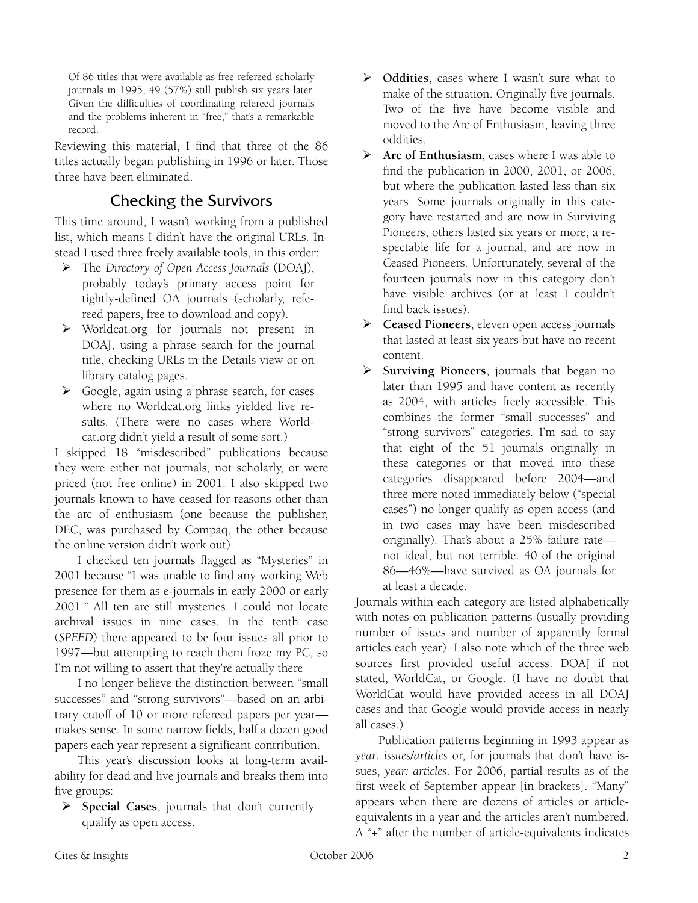> Of 86 titles that were available as free refereed scholarly journals in 1995, 49 (57%) still publish six years later. Given the difficulties of coordinating refereed journals and the problems inherent in "free," that's a remarkable record.

Reviewing this material, I find that three of the 86 titles actually began publishing in 1996 or later. Those three have been eliminated.

## Checking the Survivors

This time around, I wasn't working from a published list, which means I didn't have the original URLs. Instead I used three freely available tools, in this order:

- The *Directory of Open Access Journals* (DOAJ), probably today's primary access point for tightly-defined OA journals (scholarly, refereed papers, free to download and copy).
- Worldcat.org for journals not present in DOAJ, using a phrase search for the journal title, checking URLs in the Details view or on library catalog pages.
- Google, again using a phrase search, for cases where no Worldcat.org links yielded live results. (There were no cases where Worldcat.org didn't yield a result of some sort.)

I skipped 18 "misdescribed" publications because they were either not journals, not scholarly, or were priced (not free online) in 2001. I also skipped two journals known to have ceased for reasons other than the arc of enthusiasm (one because the publisher, DEC, was purchased by Compaq, the other because the online version didn't work out).

I checked ten journals flagged as "Mysteries" in 2001 because "I was unable to find any working Web presence for them as e-journals in early 2000 or early 2001." All ten are still mysteries. I could not locate archival issues in nine cases. In the tenth case (*SPEED*) there appeared to be four issues all prior to 1997—but attempting to reach them froze my PC, so I'm not willing to assert that they're actually there

I no longer believe the distinction between "small successes" and "strong survivors"—based on an arbitrary cutoff of 10 or more refereed papers per year—makes sense. In some narrow fields, half a dozen good papers each year represent a significant contribution.

This year's discussion looks at long-term availability for dead and live journals and breaks them into five groups:

- **Special Cases**, journals that don't currently qualify as open access.
- **Oddities**, cases where I wasn't sure what to make of the situation. Originally five journals. Two of the five have become visible and moved to the Arc of Enthusiasm, leaving three oddities.
- **Arc of Enthusiasm**, cases where I was able to find the publication in 2000, 2001, or 2006, but where the publication lasted less than six years. Some journals originally in this category have restarted and are now in Surviving Pioneers; others lasted six years or more, a respectable life for a journal, and are now in Ceased Pioneers. Unfortunately, several of the fourteen journals now in this category don't have visible archives (or at least I couldn't find back issues).
- **Ceased Pioneers**, eleven open access journals that lasted at least six years but have no recent content.
- **Surviving Pioneers**, journals that began no later than 1995 and have content as recently as 2004, with articles freely accessible. This combines the former "small successes" and "strong survivors" categories. I'm sad to say that eight of the 51 journals originally in these categories or that moved into these categories disappeared before 2004—and three more noted immediately below ("special cases") no longer qualify as open access (and in two cases may have been misdescribed originally). That's about a 25% failure rate—not ideal, but not terrible. 40 of the original 86—46%—have survived as OA journals for at least a decade.

Journals within each category are listed alphabetically with notes on publication patterns (usually providing number of issues and number of apparently formal articles each year). I also note which of the three web sources first provided useful access: DOAJ if not stated, WorldCat, or Google. (I have no doubt that WorldCat would have provided access in all DOAJ cases and that Google would provide access in nearly all cases.)

Publication patterns beginning in 1993 appear as *year: issues/articles* or, for journals that don't have issues, *year: articles*. For 2006, partial results as of the first week of September appear [in brackets]. "Many" appears when there are dozens of articles or article-equivalents in a year and the articles aren't numbered. A "+" after the number of article-equivalents indicates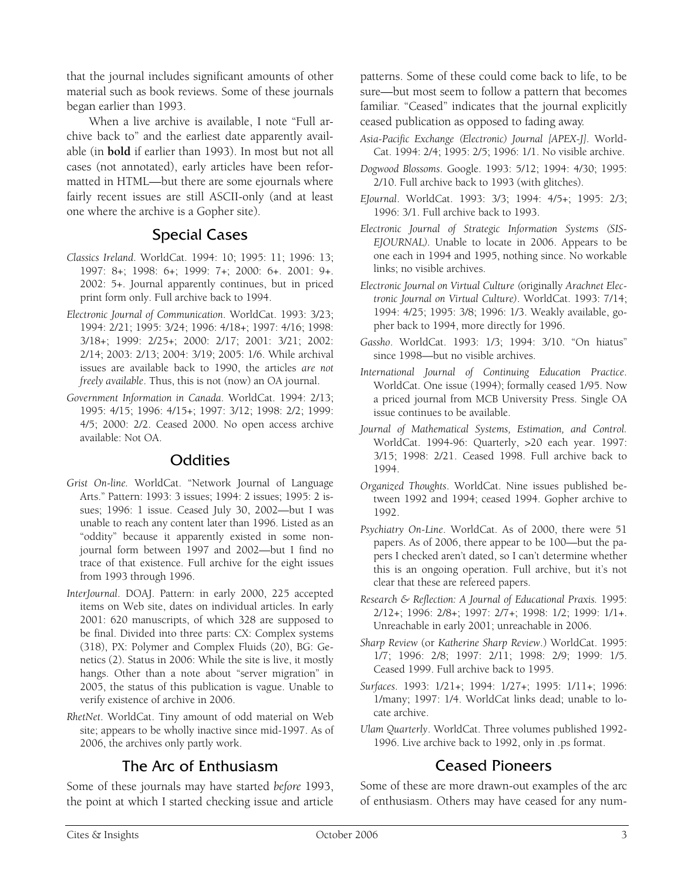that the journal includes significant amounts of other material such as book reviews. Some of these journals began earlier than 1993.

When a live archive is available, I note "Full archive back to" and the earliest date apparently available (in **bold** if earlier than 1993). In most but not all cases (not annotated), early articles have been reformatted in HTML—but there are some ejournals where fairly recent issues are still ASCII-only (and at least one where the archive is a Gopher site).

## Special Cases

*Classics Ireland*. WorldCat. 1994: 10; 1995: 11; 1996: 13; 1997: 8+; 1998: 6+; 1999: 7+; 2000: 6+. 2001: 9+. 2002: 5+. Journal apparently continues, but in priced print form only. Full archive back to 1994.

*Electronic Journal of Communication*. WorldCat. 1993: 3/23; 1994: 2/21; 1995: 3/24; 1996: 4/18+; 1997: 4/16; 1998: 3/18+; 1999: 2/25+; 2000: 2/17; 2001: 3/21; 2002: 2/14; 2003: 2/13; 2004: 3/19; 2005: 1/6. While archival issues are available back to 1990, the articles *are not freely available*. Thus, this is not (now) an OA journal.

*Government Information in Canada*. WorldCat. 1994: 2/13; 1995: 4/15; 1996: 4/15+; 1997: 3/12; 1998: 2/2; 1999: 4/5; 2000: 2/2. Ceased 2000. No open access archive available: Not OA.

## Oddities

*Grist On-line.* WorldCat. "Network Journal of Language Arts." Pattern: 1993: 3 issues; 1994: 2 issues; 1995: 2 issues; 1996: 1 issue. Ceased July 30, 2002—but I was unable to reach any content later than 1996. Listed as an "oddity" because it apparently existed in some non-journal form between 1997 and 2002—but I find no trace of that existence. Full archive for the eight issues from 1993 through 1996.

*InterJournal*. DOAJ. Pattern: in early 2000, 225 accepted items on Web site, dates on individual articles. In early 2001: 620 manuscripts, of which 328 are supposed to be final. Divided into three parts: CX: Complex systems (318), PX: Polymer and Complex Fluids (20), BG: Genetics (2). Status in 2006: While the site is live, it mostly hangs. Other than a note about "server migration" in 2005, the status of this publication is vague. Unable to verify existence of archive in 2006.

*RhetNet*. WorldCat. Tiny amount of odd material on Web site; appears to be wholly inactive since mid-1997. As of 2006, the archives only partly work.

## The Arc of Enthusiasm

Some of these journals may have started *before* 1993, the point at which I started checking issue and article patterns. Some of these could come back to life, to be sure—but most seem to follow a pattern that becomes familiar. "Ceased" indicates that the journal explicitly ceased publication as opposed to fading away.

*Asia-Pacific Exchange (Electronic) Journal [APEX-J]*. WorldCat. 1994: 2/4; 1995: 2/5; 1996: 1/1. No visible archive.

*Dogwood Blossoms*. Google. 1993: 5/12; 1994: 4/30; 1995: 2/10. Full archive back to 1993 (with glitches).

*EJournal*. WorldCat. 1993: 3/3; 1994: 4/5+; 1995: 2/3; 1996: 3/1. Full archive back to 1993.

*Electronic Journal of Strategic Information Systems (SIS-EJOURNAL)*. Unable to locate in 2006. Appears to be one each in 1994 and 1995, nothing since. No workable links; no visible archives.

*Electronic Journal on Virtual Culture* (originally *Arachnet Electronic Journal on Virtual Culture)*. WorldCat. 1993: 7/14; 1994: 4/25; 1995: 3/8; 1996: 1/3. Weakly available, gopher back to 1994, more directly for 1996.

*Gassho*. WorldCat. 1993: 1/3; 1994: 3/10. "On hiatus" since 1998—but no visible archives.

*International Journal of Continuing Education Practice*. WorldCat. One issue (1994); formally ceased 1/95. Now a priced journal from MCB University Press. Single OA issue continues to be available.

*Journal of Mathematical Systems, Estimation, and Control.* WorldCat. 1994-96: Quarterly, >20 each year. 1997: 3/15; 1998: 2/21. Ceased 1998. Full archive back to 1994.

*Organized Thoughts*. WorldCat. Nine issues published between 1992 and 1994; ceased 1994. Gopher archive to 1992.

*Psychiatry On-Line*. WorldCat. As of 2000, there were 51 papers. As of 2006, there appear to be 100—but the papers I checked aren't dated, so I can't determine whether this is an ongoing operation. Full archive, but it's not clear that these are refereed papers.

*Research & Reflection: A Journal of Educational Praxis.* 1995: 2/12+; 1996: 2/8+; 1997: 2/7+; 1998: 1/2; 1999: 1/1+. Unreachable in early 2001; unreachable in 2006.

*Sharp Review* (or *Katherine Sharp Review*.) WorldCat. 1995: 1/7; 1996: 2/8; 1997: 2/11; 1998: 2/9; 1999: 1/5. Ceased 1999. Full archive back to 1995.

*Surfaces*. 1993: 1/21+; 1994: 1/27+; 1995: 1/11+; 1996: 1/many; 1997: 1/4. WorldCat links dead; unable to locate archive.

*Ulam Quarterly*. WorldCat. Three volumes published 1992-1996. Live archive back to 1992, only in .ps format.

## Ceased Pioneers

Some of these are more drawn-out examples of the arc of enthusiasm. Others may have ceased for any num-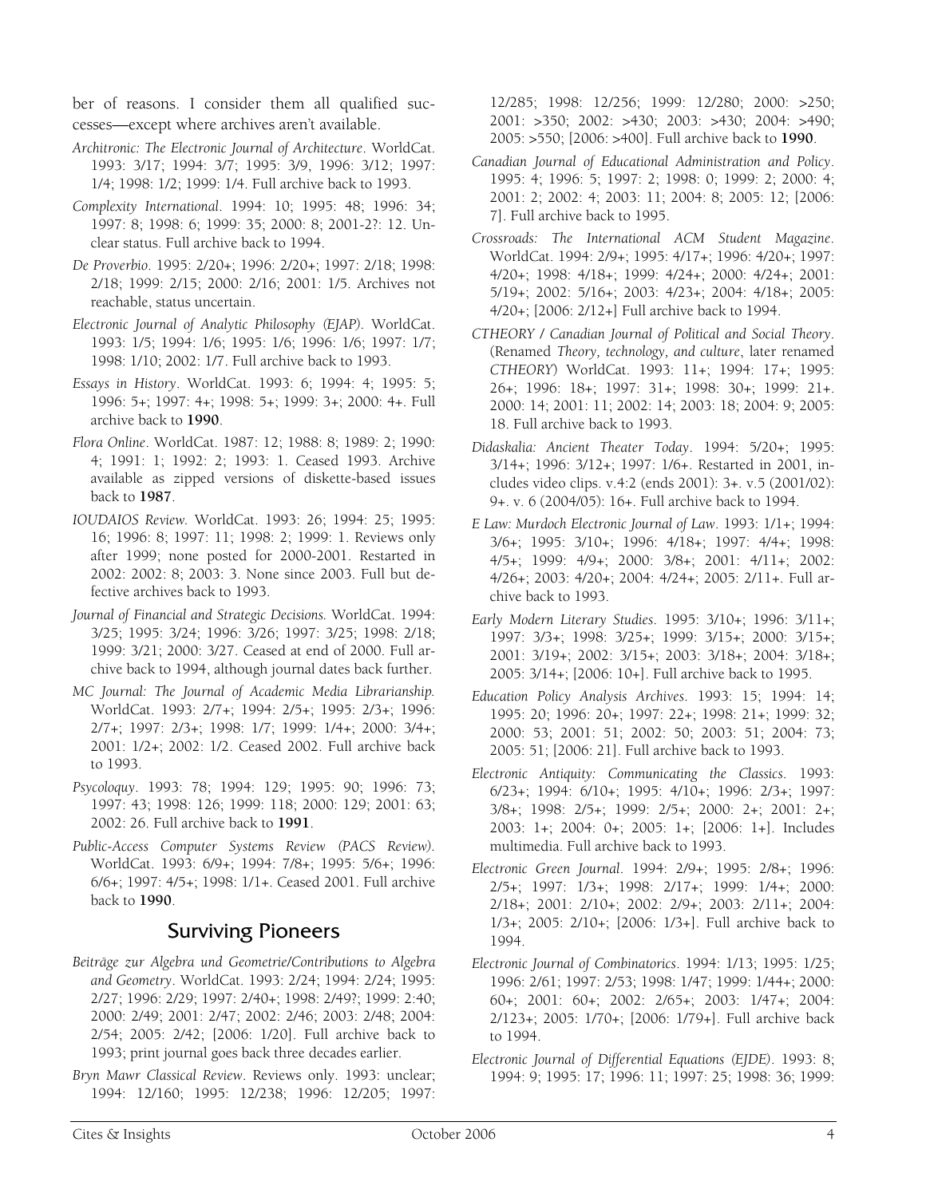ber of reasons. I consider them all qualified successes—except where archives aren't available.

*Architronic: The Electronic Journal of Architecture*. WorldCat. 1993: 3/17; 1994: 3/7; 1995: 3/9, 1996: 3/12; 1997: 1/4; 1998: 1/2; 1999: 1/4. Full archive back to 1993.

*Complexity International*. 1994: 10; 1995: 48; 1996: 34; 1997: 8; 1998: 6; 1999: 35; 2000: 8; 2001-2?: 12. Unclear status. Full archive back to 1994.

*De Proverbio*. 1995: 2/20+; 1996: 2/20+; 1997: 2/18; 1998: 2/18; 1999: 2/15; 2000: 2/16; 2001: 1/5. Archives not reachable, status uncertain.

*Electronic Journal of Analytic Philosophy (EJAP)*. WorldCat. 1993: 1/5; 1994: 1/6; 1995: 1/6; 1996: 1/6; 1997: 1/7; 1998: 1/10; 2002: 1/7. Full archive back to 1993.

*Essays in History*. WorldCat. 1993: 6; 1994: 4; 1995: 5; 1996: 5+; 1997: 4+; 1998: 5+; 1999: 3+; 2000: 4+. Full archive back to **1990**.

*Flora Online*. WorldCat. 1987: 12; 1988: 8; 1989: 2; 1990: 4; 1991: 1; 1992: 2; 1993: 1. Ceased 1993. Archive available as zipped versions of diskette-based issues back to **1987**.

*IOUDAIOS Review.* WorldCat. 1993: 26; 1994: 25; 1995: 16; 1996: 8; 1997: 11; 1998: 2; 1999: 1. Reviews only after 1999; none posted for 2000-2001. Restarted in 2002: 2002: 8; 2003: 3. None since 2003. Full but defective archives back to 1993.

*Journal of Financial and Strategic Decisions.* WorldCat. 1994: 3/25; 1995: 3/24; 1996: 3/26; 1997: 3/25; 1998: 2/18; 1999: 3/21; 2000: 3/27. Ceased at end of 2000. Full archive back to 1994, although journal dates back further.

*MC Journal: The Journal of Academic Media Librarianship.* WorldCat. 1993: 2/7+; 1994: 2/5+; 1995: 2/3+; 1996: 2/7+; 1997: 2/3+; 1998: 1/7; 1999: 1/4+; 2000: 3/4+; 2001: 1/2+; 2002: 1/2. Ceased 2002. Full archive back to 1993.

*Psycoloquy*. 1993: 78; 1994: 129; 1995: 90; 1996: 73; 1997: 43; 1998: 126; 1999: 118; 2000: 129; 2001: 63; 2002: 26. Full archive back to **1991**.

*Public-Access Computer Systems Review (PACS Review)*. WorldCat. 1993: 6/9+; 1994: 7/8+; 1995: 5/6+; 1996: 6/6+; 1997: 4/5+; 1998: 1/1+. Ceased 2001. Full archive back to **1990**.

## Surviving Pioneers

*Beiträge zur Algebra und Geometrie/Contributions to Algebra and Geometry*. WorldCat. 1993: 2/24; 1994: 2/24; 1995: 2/27; 1996: 2/29; 1997: 2/40+; 1998: 2/49?; 1999: 2:40; 2000: 2/49; 2001: 2/47; 2002: 2/46; 2003: 2/48; 2004: 2/54; 2005: 2/42; [2006: 1/20]. Full archive back to 1993; print journal goes back three decades earlier.

*Bryn Mawr Classical Review*. Reviews only. 1993: unclear; 1994: 12/160; 1995: 12/238; 1996: 12/205; 1997: 12/285; 1998: 12/256; 1999: 12/280; 2000: >250; 2001: >350; 2002: >430; 2003: >430; 2004: >490; 2005: >550; [2006: >400]. Full archive back to **1990**.

*Canadian Journal of Educational Administration and Policy*. 1995: 4; 1996: 5; 1997: 2; 1998: 0; 1999: 2; 2000: 4; 2001: 2; 2002: 4; 2003: 11; 2004: 8; 2005: 12; [2006: 7]. Full archive back to 1995.

*Crossroads: The International ACM Student Magazine*. WorldCat. 1994: 2/9+; 1995: 4/17+; 1996: 4/20+; 1997: 4/20+; 1998: 4/18+; 1999: 4/24+; 2000: 4/24+; 2001: 5/19+; 2002: 5/16+; 2003: 4/23+; 2004: 4/18+; 2005: 4/20+; [2006: 2/12+] Full archive back to 1994.

*CTHEORY / Canadian Journal of Political and Social Theory*. (Renamed *Theory, technology, and culture*, later renamed *CTHEORY*) WorldCat. 1993: 11+; 1994: 17+; 1995: 26+; 1996: 18+; 1997: 31+; 1998: 30+; 1999: 21+. 2000: 14; 2001: 11; 2002: 14; 2003: 18; 2004: 9; 2005: 18. Full archive back to 1993.

*Didaskalia: Ancient Theater Today*. 1994: 5/20+; 1995: 3/14+; 1996: 3/12+; 1997: 1/6+. Restarted in 2001, includes video clips. v.4:2 (ends 2001): 3+. v.5 (2001/02): 9+. v. 6 (2004/05): 16+. Full archive back to 1994.

*E Law: Murdoch Electronic Journal of Law*. 1993: 1/1+; 1994: 3/6+; 1995: 3/10+; 1996: 4/18+; 1997: 4/4+; 1998: 4/5+; 1999: 4/9+; 2000: 3/8+; 2001: 4/11+; 2002: 4/26+; 2003: 4/20+; 2004: 4/24+; 2005: 2/11+. Full archive back to 1993.

*Early Modern Literary Studies*. 1995: 3/10+; 1996: 3/11+; 1997: 3/3+; 1998: 3/25+; 1999: 3/15+; 2000: 3/15+; 2001: 3/19+; 2002: 3/15+; 2003: 3/18+; 2004: 3/18+; 2005: 3/14+; [2006: 10+]. Full archive back to 1995.

*Education Policy Analysis Archives*. 1993: 15; 1994: 14; 1995: 20; 1996: 20+; 1997: 22+; 1998: 21+; 1999: 32; 2000: 53; 2001: 51; 2002: 50; 2003: 51; 2004: 73; 2005: 51; [2006: 21]. Full archive back to 1993.

*Electronic Antiquity: Communicating the Classics*. 1993: 6/23+; 1994: 6/10+; 1995: 4/10+; 1996: 2/3+; 1997: 3/8+; 1998: 2/5+; 1999: 2/5+; 2000: 2+; 2001: 2+; 2003: 1+; 2004: 0+; 2005: 1+; [2006: 1+]. Includes multimedia. Full archive back to 1993.

*Electronic Green Journal*. 1994: 2/9+; 1995: 2/8+; 1996: 2/5+; 1997: 1/3+; 1998: 2/17+; 1999: 1/4+; 2000: 2/18+; 2001: 2/10+; 2002: 2/9+; 2003: 2/11+; 2004: 1/3+; 2005: 2/10+; [2006: 1/3+]. Full archive back to 1994.

*Electronic Journal of Combinatorics*. 1994: 1/13; 1995: 1/25; 1996: 2/61; 1997: 2/53; 1998: 1/47; 1999: 1/44+; 2000: 60+; 2001: 60+; 2002: 2/65+; 2003: 1/47+; 2004: 2/123+; 2005: 1/70+; [2006: 1/79+]. Full archive back to 1994.

*Electronic Journal of Differential Equations (EJDE)*. 1993: 8; 1994: 9; 1995: 17; 1996: 11; 1997: 25; 1998: 36; 1999: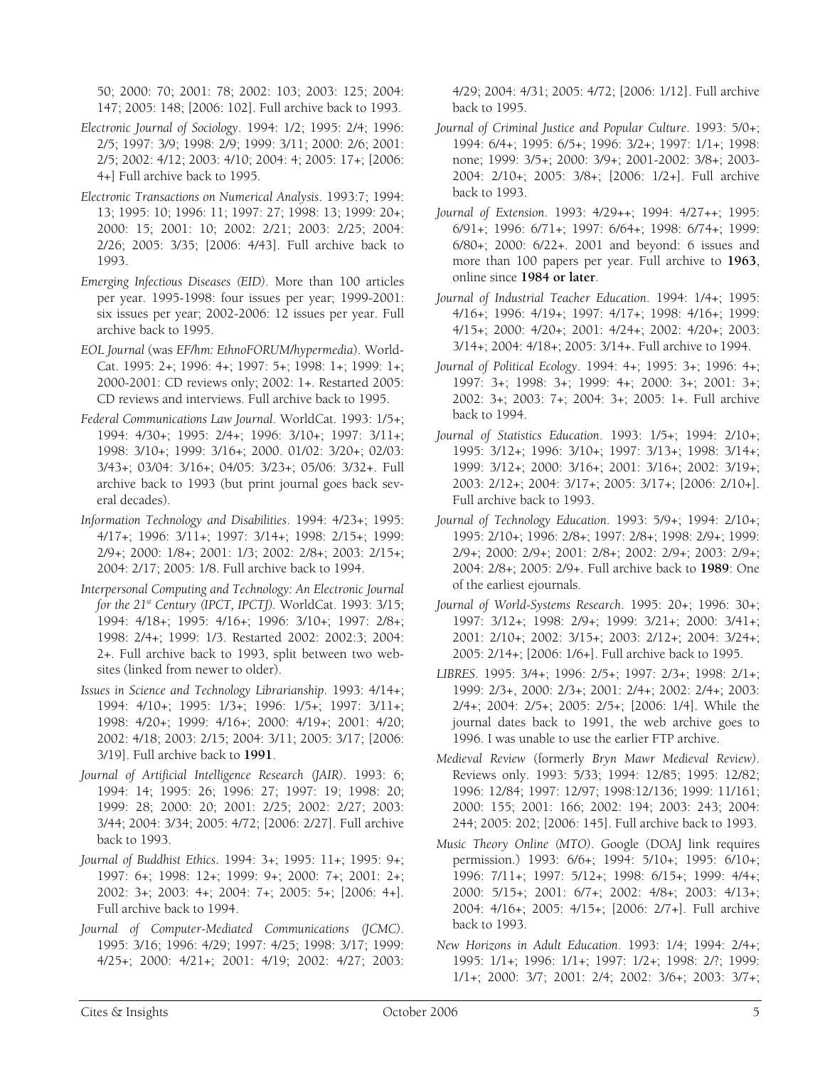50; 2000: 70; 2001: 78; 2002: 103; 2003: 125; 2004: 147; 2005: 148; [2006: 102]. Full archive back to 1993.

*Electronic Journal of Sociology*. 1994: 1/2; 1995: 2/4; 1996: 2/5; 1997: 3/9; 1998: 2/9; 1999: 3/11; 2000: 2/6; 2001: 2/5; 2002: 4/12; 2003: 4/10; 2004: 4; 2005: 17+; [2006: 4+] Full archive back to 1995.

*Electronic Transactions on Numerical Analysis*. 1993:7; 1994: 13; 1995: 10; 1996: 11; 1997: 27; 1998: 13; 1999: 20+; 2000: 15; 2001: 10; 2002: 2/21; 2003: 2/25; 2004: 2/26; 2005: 3/35; [2006: 4/43]. Full archive back to 1993.

*Emerging Infectious Diseases (EID)*. More than 100 articles per year. 1995-1998: four issues per year; 1999-2001: six issues per year; 2002-2006: 12 issues per year. Full archive back to 1995.

*EOL Journal* (was *EF/hm: EthnoFORUM/hypermedia*). WorldCat. 1995: 2+; 1996: 4+; 1997: 5+; 1998: 1+; 1999: 1+; 2000-2001: CD reviews only; 2002: 1+. Restarted 2005: CD reviews and interviews. Full archive back to 1995.

*Federal Communications Law Journal*. WorldCat. 1993: 1/5+; 1994: 4/30+; 1995: 2/4+; 1996: 3/10+; 1997: 3/11+; 1998: 3/10+; 1999: 3/16+; 2000. 01/02: 3/20+; 02/03: 3/43+; 03/04: 3/16+; 04/05: 3/23+; 05/06: 3/32+. Full archive back to 1993 (but print journal goes back several decades).

*Information Technology and Disabilities*. 1994: 4/23+; 1995: 4/17+; 1996: 3/11+; 1997: 3/14+; 1998: 2/15+; 1999: 2/9+; 2000: 1/8+; 2001: 1/3; 2002: 2/8+; 2003: 2/15+; 2004: 2/17; 2005: 1/8. Full archive back to 1994.

*Interpersonal Computing and Technology: An Electronic Journal for the 21st Century (IPCT, IPCTJ)*. WorldCat. 1993: 3/15; 1994: 4/18+; 1995: 4/16+; 1996: 3/10+; 1997: 2/8+; 1998: 2/4+; 1999: 1/3. Restarted 2002: 2002:3; 2004: 2+. Full archive back to 1993, split between two websites (linked from newer to older).

*Issues in Science and Technology Librarianship*. 1993: 4/14+; 1994: 4/10+; 1995: 1/3+; 1996: 1/5+; 1997: 3/11+; 1998: 4/20+; 1999: 4/16+; 2000: 4/19+; 2001: 4/20; 2002: 4/18; 2003: 2/15; 2004: 3/11; 2005: 3/17; [2006: 3/19]. Full archive back to **1991**.

*Journal of Artificial Intelligence Research (JAIR)*. 1993: 6; 1994: 14; 1995: 26; 1996: 27; 1997: 19; 1998: 20; 1999: 28; 2000: 20; 2001: 2/25; 2002: 2/27; 2003: 3/44; 2004: 3/34; 2005: 4/72; [2006: 2/27]. Full archive back to 1993.

*Journal of Buddhist Ethics*. 1994: 3+; 1995: 11+; 1995: 9+; 1997: 6+; 1998: 12+; 1999: 9+; 2000: 7+; 2001: 2+; 2002: 3+; 2003: 4+; 2004: 7+; 2005: 5+; [2006: 4+]. Full archive back to 1994.

*Journal of Computer-Mediated Communications (JCMC)*. 1995: 3/16; 1996: 4/29; 1997: 4/25; 1998: 3/17; 1999: 4/25+; 2000: 4/21+; 2001: 4/19; 2002: 4/27; 2003: 4/29; 2004: 4/31; 2005: 4/72; [2006: 1/12]. Full archive back to 1995.

*Journal of Criminal Justice and Popular Culture*. 1993: 5/0+; 1994: 6/4+; 1995: 6/5+; 1996: 3/2+; 1997: 1/1+; 1998: none; 1999: 3/5+; 2000: 3/9+; 2001-2002: 3/8+; 2003-2004: 2/10+; 2005: 3/8+; [2006: 1/2+]. Full archive back to 1993.

*Journal of Extension*. 1993: 4/29++; 1994: 4/27++; 1995: 6/91+; 1996: 6/71+; 1997: 6/64+; 1998: 6/74+; 1999: 6/80+; 2000: 6/22+. 2001 and beyond: 6 issues and more than 100 papers per year. Full archive to **1963**, online since **1984 or later**.

*Journal of Industrial Teacher Education*. 1994: 1/4+; 1995: 4/16+; 1996: 4/19+; 1997: 4/17+; 1998: 4/16+; 1999: 4/15+; 2000: 4/20+; 2001: 4/24+; 2002: 4/20+; 2003: 3/14+; 2004: 4/18+; 2005: 3/14+. Full archive to 1994.

*Journal of Political Ecology*. 1994: 4+; 1995: 3+; 1996: 4+; 1997: 3+; 1998: 3+; 1999: 4+; 2000: 3+; 2001: 3+; 2002: 3+; 2003: 7+; 2004: 3+; 2005: 1+. Full archive back to 1994.

*Journal of Statistics Education*. 1993: 1/5+; 1994: 2/10+; 1995: 3/12+; 1996: 3/10+; 1997: 3/13+; 1998: 3/14+; 1999: 3/12+; 2000: 3/16+; 2001: 3/16+; 2002: 3/19+; 2003: 2/12+; 2004: 3/17+; 2005: 3/17+; [2006: 2/10+]. Full archive back to 1993.

*Journal of Technology Education*. 1993: 5/9+; 1994: 2/10+; 1995: 2/10+; 1996: 2/8+; 1997: 2/8+; 1998: 2/9+; 1999: 2/9+; 2000: 2/9+; 2001: 2/8+; 2002: 2/9+; 2003: 2/9+; 2004: 2/8+; 2005: 2/9+. Full archive back to **1989**: One of the earliest ejournals.

*Journal of World-Systems Research*. 1995: 20+; 1996: 30+; 1997: 3/12+; 1998: 2/9+; 1999: 3/21+; 2000: 3/41+; 2001: 2/10+; 2002: 3/15+; 2003: 2/12+; 2004: 3/24+; 2005: 2/14+; [2006: 1/6+]. Full archive back to 1995.

*LIBRES*. 1995: 3/4+; 1996: 2/5+; 1997: 2/3+; 1998: 2/1+; 1999: 2/3+, 2000: 2/3+; 2001: 2/4+; 2002: 2/4+; 2003: 2/4+; 2004: 2/5+; 2005: 2/5+; [2006: 1/4]. While the journal dates back to 1991, the web archive goes to 1996. I was unable to use the earlier FTP archive.

*Medieval Review* (formerly *Bryn Mawr Medieval Review)*. Reviews only. 1993: 5/33; 1994: 12/85; 1995: 12/82; 1996: 12/84; 1997: 12/97; 1998:12/136; 1999: 11/161; 2000: 155; 2001: 166; 2002: 194; 2003: 243; 2004: 244; 2005: 202; [2006: 145]. Full archive back to 1993.

*Music Theory Online (MTO)*. Google (DOAJ link requires permission.) 1993: 6/6+; 1994: 5/10+; 1995: 6/10+; 1996: 7/11+; 1997: 5/12+; 1998: 6/15+; 1999: 4/4+; 2000: 5/15+; 2001: 6/7+; 2002: 4/8+; 2003: 4/13+; 2004: 4/16+; 2005: 4/15+; [2006: 2/7+]. Full archive back to 1993.

*New Horizons in Adult Education*. 1993: 1/4; 1994: 2/4+; 1995: 1/1+; 1996: 1/1+; 1997: 1/2+; 1998: 2/?; 1999: 1/1+; 2000: 3/7; 2001: 2/4; 2002: 3/6+; 2003: 3/7+;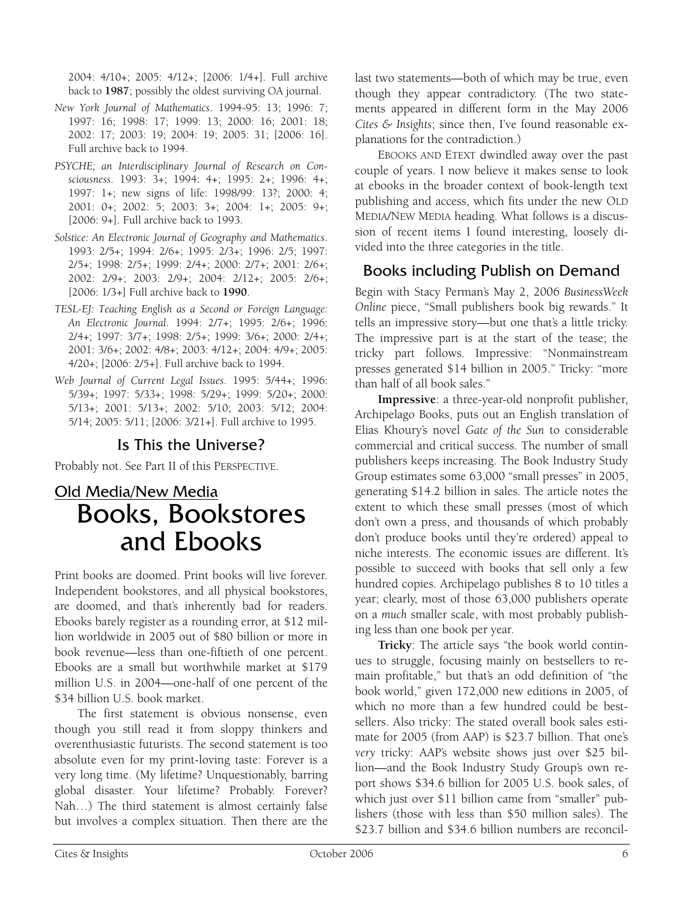2004: 4/10+; 2005: 4/12+; [2006: 1/4+]. Full archive back to **1987**; possibly the oldest surviving OA journal.

*New York Journal of Mathematics*. 1994-95: 13; 1996: 7; 1997: 16; 1998: 17; 1999: 13; 2000: 16; 2001: 18; 2002: 17; 2003: 19; 2004: 19; 2005: 31; [2006: 16]. Full archive back to 1994.

*PSYCHE; an Interdisciplinary Journal of Research on Consciousness*. 1993: 3+; 1994: 4+; 1995: 2+; 1996: 4+; 1997: 1+; new signs of life: 1998/99: 13?; 2000: 4; 2001: 0+; 2002: 5; 2003: 3+; 2004: 1+; 2005: 9+; [2006: 9+]. Full archive back to 1993.

*Solstice: An Electronic Journal of Geography and Mathematics*. 1993: 2/5+; 1994: 2/6+; 1995: 2/3+; 1996: 2/5; 1997: 2/5+; 1998: 2/5+; 1999: 2/4+; 2000: 2/7+; 2001: 2/6+; 2002: 2/9+; 2003: 2/9+; 2004: 2/12+; 2005: 2/6+; [2006: 1/3+] Full archive back to **1990**.

*TESL-EJ: Teaching English as a Second or Foreign Language: An Electronic Journal*. 1994: 2/7+; 1995: 2/6+; 1996: 2/4+; 1997: 3/7+; 1998: 2/5+; 1999: 3/6+; 2000: 2/4+; 2001: 3/6+; 2002: 4/8+; 2003: 4/12+; 2004: 4/9+; 2005: 4/20+; [2006: 2/5+]. Full archive back to 1994.

*Web Journal of Current Legal Issues*. 1995: 5/44+; 1996: 5/39+; 1997: 5/33+; 1998: 5/29+; 1999: 5/20+; 2000: 5/13+; 2001: 5/13+; 2002: 5/10; 2003: 5/12; 2004: 5/14; 2005: 5/11; [2006: 3/21+]. Full archive to 1995.

### Is This the Universe?

Probably not. See Part II of this PERSPECTIVE.

## Old Media/New Media

# Books, Bookstores and Ebooks

Print books are doomed. Print books will live forever. Independent bookstores, and all physical bookstores, are doomed, and that's inherently bad for readers. Ebooks barely register as a rounding error, at $12 million worldwide in 2005 out of $80 billion or more in book revenue—less than one-fiftieth of one percent. Ebooks are a small but worthwhile market at $179 million U.S. in 2004—one-half of one percent of the $34 billion U.S. book market.

The first statement is obvious nonsense, even though you still read it from sloppy thinkers and overenthusiastic futurists. The second statement is too absolute even for my print-loving taste: Forever is a very long time. (My lifetime? Unquestionably, barring global disaster. Your lifetime? Probably. Forever? Nah…) The third statement is almost certainly false but involves a complex situation. Then there are the last two statements—both of which may be true, even though they appear contradictory. (The two statements appeared in different form in the May 2006 *Cites & Insights*; since then, I've found reasonable explanations for the contradiction.)

EBOOKS AND ETEXT dwindled away over the past couple of years. I now believe it makes sense to look at ebooks in the broader context of book-length text publishing and access, which fits under the new OLD MEDIA/NEW MEDIA heading. What follows is a discussion of recent items I found interesting, loosely divided into the three categories in the title.

### Books including Publish on Demand

Begin with Stacy Perman's May 2, 2006 *BusinessWeek Online* piece, "Small publishers book big rewards." It tells an impressive story—but one that's a little tricky. The impressive part is at the start of the tease; the tricky part follows. Impressive: "Nonmainstream presses generated $14 billion in 2005." Tricky: "more than half of all book sales."

**Impressive**: a three-year-old nonprofit publisher, Archipelago Books, puts out an English translation of Elias Khoury's novel *Gate of the Sun* to considerable commercial and critical success. The number of small publishers keeps increasing. The Book Industry Study Group estimates some 63,000 "small presses" in 2005, generating $14.2 billion in sales. The article notes the extent to which these small presses (most of which don't own a press, and thousands of which probably don't produce books until they're ordered) appeal to niche interests. The economic issues are different. It's possible to succeed with books that sell only a few hundred copies. Archipelago publishes 8 to 10 titles a year; clearly, most of those 63,000 publishers operate on a *much* smaller scale, with most probably publishing less than one book per year.

**Tricky**: The article says "the book world continues to struggle, focusing mainly on bestsellers to remain profitable," but that's an odd definition of "the book world," given 172,000 new editions in 2005, of which no more than a few hundred could be bestsellers. Also tricky: The stated overall book sales estimate for 2005 (from AAP) is $23.7 billion. That one's *very* tricky: AAP's website shows just over $25 billion—and the Book Industry Study Group's own report shows $34.6 billion for 2005 U.S. book sales, of which just over $11 billion came from "smaller" publishers (those with less than $50 million sales). The $23.7 billion and $34.6 billion numbers are reconcil-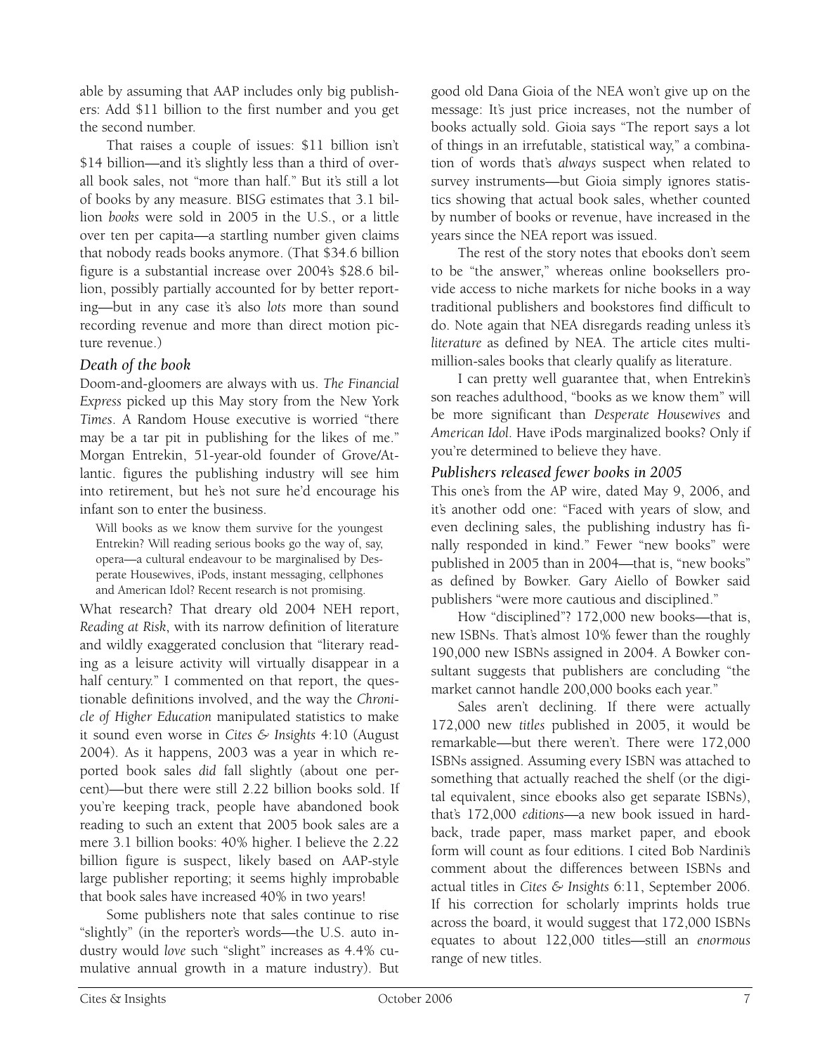able by assuming that AAP includes only big publishers: Add $11 billion to the first number and you get the second number.

That raises a couple of issues: $11 billion isn't $14 billion—and it's slightly less than a third of overall book sales, not "more than half." But it's still a lot of books by any measure. BISG estimates that 3.1 billion *books* were sold in 2005 in the U.S., or a little over ten per capita—a startling number given claims that nobody reads books anymore. (That $34.6 billion figure is a substantial increase over 2004's $28.6 billion, possibly partially accounted for by better reporting—but in any case it's also *lots* more than sound recording revenue and more than direct motion picture revenue.)

### *Death of the book*

Doom-and-gloomers are always with us. *The Financial Express* picked up this May story from the New York *Times*. A Random House executive is worried "there may be a tar pit in publishing for the likes of me." Morgan Entrekin, 51-year-old founder of Grove/Atlantic. figures the publishing industry will see him into retirement, but he's not sure he'd encourage his infant son to enter the business.

> Will books as we know them survive for the youngest Entrekin? Will reading serious books go the way of, say, opera—a cultural endeavour to be marginalised by Desperate Housewives, iPods, instant messaging, cellphones and American Idol? Recent research is not promising.

What research? That dreary old 2004 NEH report, *Reading at Risk*, with its narrow definition of literature and wildly exaggerated conclusion that "literary reading as a leisure activity will virtually disappear in a half century." I commented on that report, the questionable definitions involved, and the way the *Chronicle of Higher Education* manipulated statistics to make it sound even worse in *Cites & Insights* 4:10 (August 2004). As it happens, 2003 was a year in which reported book sales *did* fall slightly (about one percent)—but there were still 2.22 billion books sold. If you're keeping track, people have abandoned book reading to such an extent that 2005 book sales are a mere 3.1 billion books: 40% higher. I believe the 2.22 billion figure is suspect, likely based on AAP-style large publisher reporting; it seems highly improbable that book sales have increased 40% in two years!

Some publishers note that sales continue to rise "slightly" (in the reporter's words—the U.S. auto industry would *love* such "slight" increases as 4.4% cumulative annual growth in a mature industry). But good old Dana Gioia of the NEA won't give up on the message: It's just price increases, not the number of books actually sold. Gioia says "The report says a lot of things in an irrefutable, statistical way," a combination of words that's *always* suspect when related to survey instruments—but Gioia simply ignores statistics showing that actual book sales, whether counted by number of books or revenue, have increased in the years since the NEA report was issued.

The rest of the story notes that ebooks don't seem to be "the answer," whereas online booksellers provide access to niche markets for niche books in a way traditional publishers and bookstores find difficult to do. Note again that NEA disregards reading unless it's *literature* as defined by NEA. The article cites multi-million-sales books that clearly qualify as literature.

I can pretty well guarantee that, when Entrekin's son reaches adulthood, "books as we know them" will be more significant than *Desperate Housewives* and *American Idol*. Have iPods marginalized books? Only if you're determined to believe they have.

### *Publishers released fewer books in 2005*

This one's from the AP wire, dated May 9, 2006, and it's another odd one: "Faced with years of slow, and even declining sales, the publishing industry has finally responded in kind." Fewer "new books" were published in 2005 than in 2004—that is, "new books" as defined by Bowker. Gary Aiello of Bowker said publishers "were more cautious and disciplined."

How "disciplined"? 172,000 new books—that is, new ISBNs. That's almost 10% fewer than the roughly 190,000 new ISBNs assigned in 2004. A Bowker consultant suggests that publishers are concluding "the market cannot handle 200,000 books each year."

Sales aren't declining. If there were actually 172,000 new *titles* published in 2005, it would be remarkable—but there weren't. There were 172,000 ISBNs assigned. Assuming every ISBN was attached to something that actually reached the shelf (or the digital equivalent, since ebooks also get separate ISBNs), that's 172,000 *editions*—a new book issued in hardback, trade paper, mass market paper, and ebook form will count as four editions. I cited Bob Nardini's comment about the differences between ISBNs and actual titles in *Cites & Insights* 6:11, September 2006. If his correction for scholarly imprints holds true across the board, it would suggest that 172,000 ISBNs equates to about 122,000 titles—still an *enormous* range of new titles.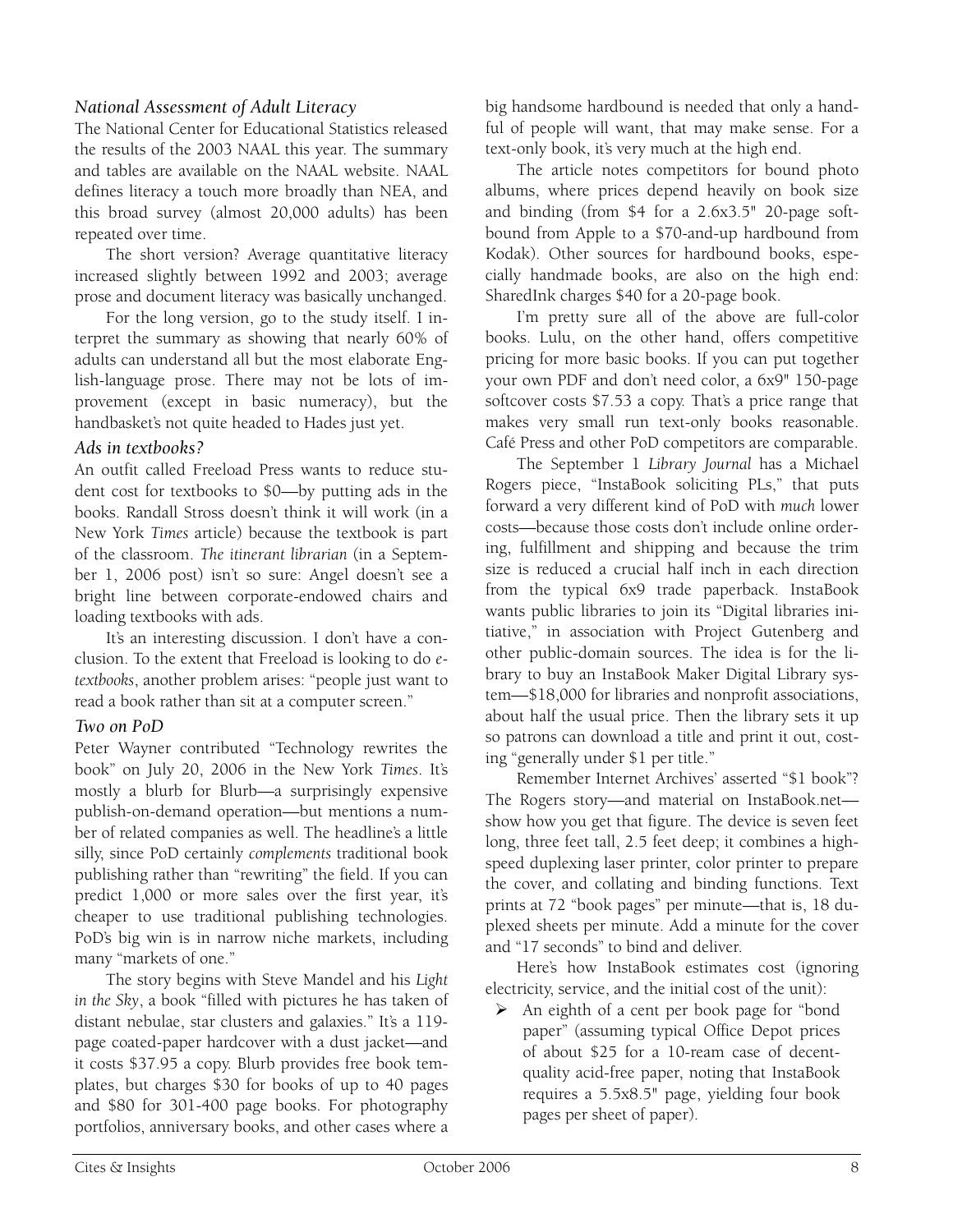### *National Assessment of Adult Literacy*

The National Center for Educational Statistics released the results of the 2003 NAAL this year. The summary and tables are available on the NAAL website. NAAL defines literacy a touch more broadly than NEA, and this broad survey (almost 20,000 adults) has been repeated over time.

The short version? Average quantitative literacy increased slightly between 1992 and 2003; average prose and document literacy was basically unchanged.

For the long version, go to the study itself. I interpret the summary as showing that nearly 60% of adults can understand all but the most elaborate English-language prose. There may not be lots of improvement (except in basic numeracy), but the handbasket's not quite headed to Hades just yet.

### *Ads in textbooks?*

An outfit called Freeload Press wants to reduce student cost for textbooks to $0—by putting ads in the books. Randall Stross doesn't think it will work (in a New York *Times* article) because the textbook is part of the classroom. *The itinerant librarian* (in a September 1, 2006 post) isn't so sure: Angel doesn't see a bright line between corporate-endowed chairs and loading textbooks with ads.

It's an interesting discussion. I don't have a conclusion. To the extent that Freeload is looking to do *e-textbooks*, another problem arises: "people just want to read a book rather than sit at a computer screen."

### *Two on PoD*

Peter Wayner contributed "Technology rewrites the book" on July 20, 2006 in the New York *Times*. It's mostly a blurb for Blurb—a surprisingly expensive publish-on-demand operation—but mentions a number of related companies as well. The headline's a little silly, since PoD certainly *complements* traditional book publishing rather than "rewriting" the field. If you can predict 1,000 or more sales over the first year, it's cheaper to use traditional publishing technologies. PoD's big win is in narrow niche markets, including many "markets of one."

The story begins with Steve Mandel and his *Light in the Sky*, a book "filled with pictures he has taken of distant nebulae, star clusters and galaxies." It's a 119-page coated-paper hardcover with a dust jacket—and it costs $37.95 a copy. Blurb provides free book templates, but charges $30 for books of up to 40 pages and $80 for 301-400 page books. For photography portfolios, anniversary books, and other cases where a big handsome hardbound is needed that only a handful of people will want, that may make sense. For a text-only book, it's very much at the high end.

The article notes competitors for bound photo albums, where prices depend heavily on book size and binding (from $4 for a 2.6x3.5" 20-page softbound from Apple to a $70-and-up hardbound from Kodak). Other sources for hardbound books, especially handmade books, are also on the high end: SharedInk charges $40 for a 20-page book.

I'm pretty sure all of the above are full-color books. Lulu, on the other hand, offers competitive pricing for more basic books. If you can put together your own PDF and don't need color, a 6x9" 150-page softcover costs $7.53 a copy. That's a price range that makes very small run text-only books reasonable. Café Press and other PoD competitors are comparable.

The September 1 *Library Journal* has a Michael Rogers piece, "InstaBook soliciting PLs," that puts forward a very different kind of PoD with *much* lower costs—because those costs don't include online ordering, fulfillment and shipping and because the trim size is reduced a crucial half inch in each direction from the typical 6x9 trade paperback. InstaBook wants public libraries to join its "Digital libraries initiative," in association with Project Gutenberg and other public-domain sources. The idea is for the library to buy an InstaBook Maker Digital Library system—$18,000 for libraries and nonprofit associations, about half the usual price. Then the library sets it up so patrons can download a title and print it out, costing "generally under $1 per title."

Remember Internet Archives' asserted "$1 book"? The Rogers story—and material on InstaBook.net—show how you get that figure. The device is seven feet long, three feet tall, 2.5 feet deep; it combines a high-speed duplexing laser printer, color printer to prepare the cover, and collating and binding functions. Text prints at 72 "book pages" per minute—that is, 18 duplexed sheets per minute. Add a minute for the cover and "17 seconds" to bind and deliver.

Here's how InstaBook estimates cost (ignoring electricity, service, and the initial cost of the unit):

- An eighth of a cent per book page for "bond paper" (assuming typical Office Depot prices of about $25 for a 10-ream case of decent-quality acid-free paper, noting that InstaBook requires a 5.5x8.5" page, yielding four book pages per sheet of paper).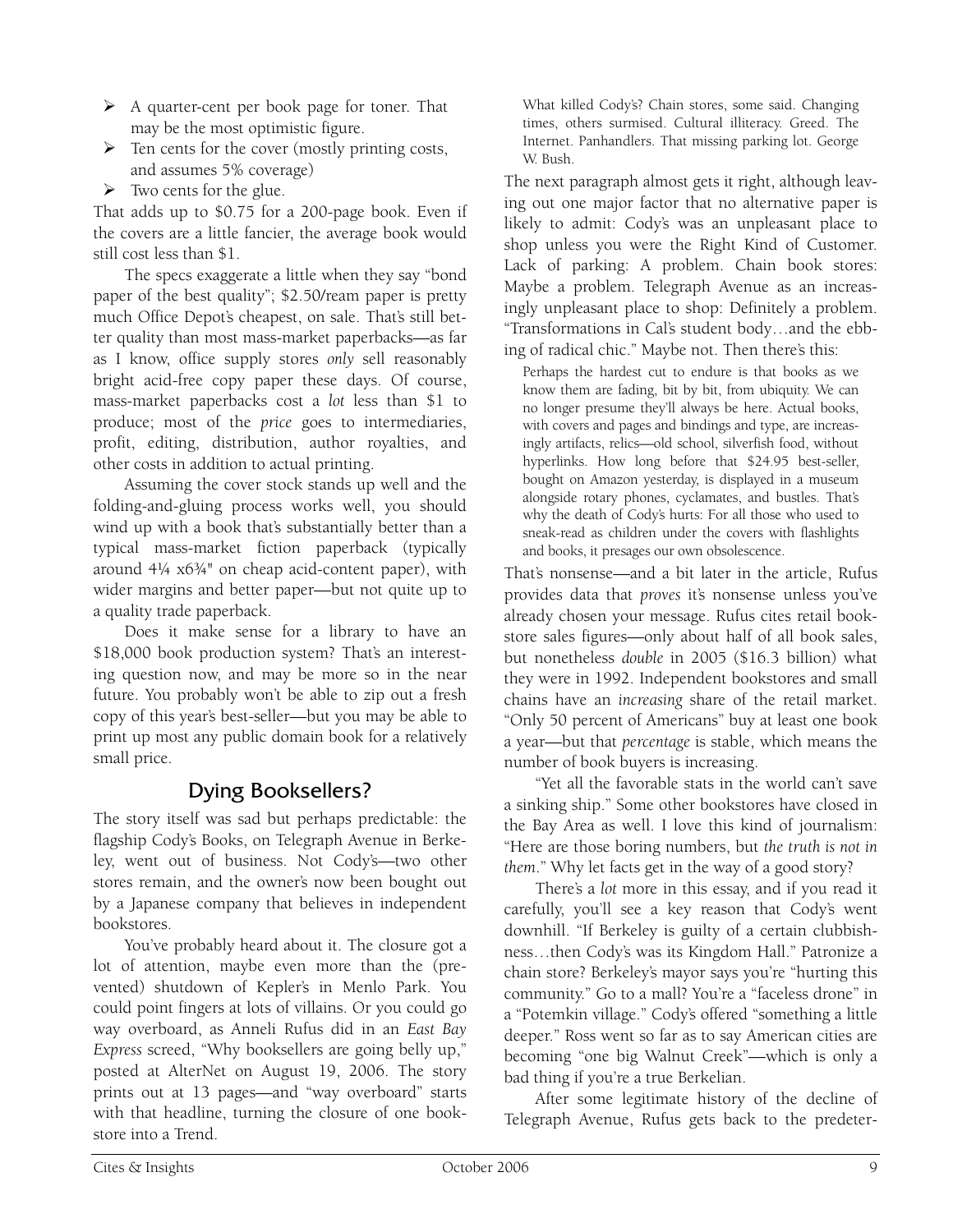- A quarter-cent per book page for toner. That may be the most optimistic figure.
- Ten cents for the cover (mostly printing costs, and assumes 5% coverage)
- Two cents for the glue.

That adds up to $0.75 for a 200-page book. Even if the covers are a little fancier, the average book would still cost less than $1.

The specs exaggerate a little when they say "bond paper of the best quality"; $2.50/ream paper is pretty much Office Depot's cheapest, on sale. That's still better quality than most mass-market paperbacks—as far as I know, office supply stores *only* sell reasonably bright acid-free copy paper these days. Of course, mass-market paperbacks cost a *lot* less than $1 to produce; most of the *price* goes to intermediaries, profit, editing, distribution, author royalties, and other costs in addition to actual printing.

Assuming the cover stock stands up well and the folding-and-gluing process works well, you should wind up with a book that's substantially better than a typical mass-market fiction paperback (typically around 4¼ x6¾" on cheap acid-content paper), with wider margins and better paper—but not quite up to a quality trade paperback.

Does it make sense for a library to have an $18,000 book production system? That's an interesting question now, and may be more so in the near future. You probably won't be able to zip out a fresh copy of this year's best-seller—but you may be able to print up most any public domain book for a relatively small price.

## Dying Booksellers?

The story itself was sad but perhaps predictable: the flagship Cody's Books, on Telegraph Avenue in Berkeley, went out of business. Not Cody's—two other stores remain, and the owner's now been bought out by a Japanese company that believes in independent bookstores.

You've probably heard about it. The closure got a lot of attention, maybe even more than the (prevented) shutdown of Kepler's in Menlo Park. You could point fingers at lots of villains. Or you could go way overboard, as Anneli Rufus did in an *East Bay Express* screed, "Why booksellers are going belly up," posted at AlterNet on August 19, 2006. The story prints out at 13 pages—and "way overboard" starts with that headline, turning the closure of one bookstore into a Trend.

> What killed Cody's? Chain stores, some said. Changing times, others surmised. Cultural illiteracy. Greed. The Internet. Panhandlers. That missing parking lot. George W. Bush.

The next paragraph almost gets it right, although leaving out one major factor that no alternative paper is likely to admit: Cody's was an unpleasant place to shop unless you were the Right Kind of Customer. Lack of parking: A problem. Chain book stores: Maybe a problem. Telegraph Avenue as an increasingly unpleasant place to shop: Definitely a problem. "Transformations in Cal's student body…and the ebbing of radical chic." Maybe not. Then there's this:

> Perhaps the hardest cut to endure is that books as we know them are fading, bit by bit, from ubiquity. We can no longer presume they'll always be here. Actual books, with covers and pages and bindings and type, are increasingly artifacts, relics—old school, silverfish food, without hyperlinks. How long before that $24.95 best-seller, bought on Amazon yesterday, is displayed in a museum alongside rotary phones, cyclamates, and bustles. That's why the death of Cody's hurts: For all those who used to sneak-read as children under the covers with flashlights and books, it presages our own obsolescence.

That's nonsense—and a bit later in the article, Rufus provides data that *proves* it's nonsense unless you've already chosen your message. Rufus cites retail bookstore sales figures—only about half of all book sales, but nonetheless *double* in 2005 ($16.3 billion) what they were in 1992. Independent bookstores and small chains have an *increasing* share of the retail market. "Only 50 percent of Americans" buy at least one book a year—but that *percentage* is stable, which means the number of book buyers is increasing.

"Yet all the favorable stats in the world can't save a sinking ship." Some other bookstores have closed in the Bay Area as well. I love this kind of journalism: "Here are those boring numbers, but *the truth is not in them*." Why let facts get in the way of a good story?

There's a *lot* more in this essay, and if you read it carefully, you'll see a key reason that Cody's went downhill. "If Berkeley is guilty of a certain clubbishness…then Cody's was its Kingdom Hall." Patronize a chain store? Berkeley's mayor says you're "hurting this community." Go to a mall? You're a "faceless drone" in a "Potemkin village." Cody's offered "something a little deeper." Ross went so far as to say American cities are becoming "one big Walnut Creek"—which is only a bad thing if you're a true Berkelian.

After some legitimate history of the decline of Telegraph Avenue, Rufus gets back to the predeter-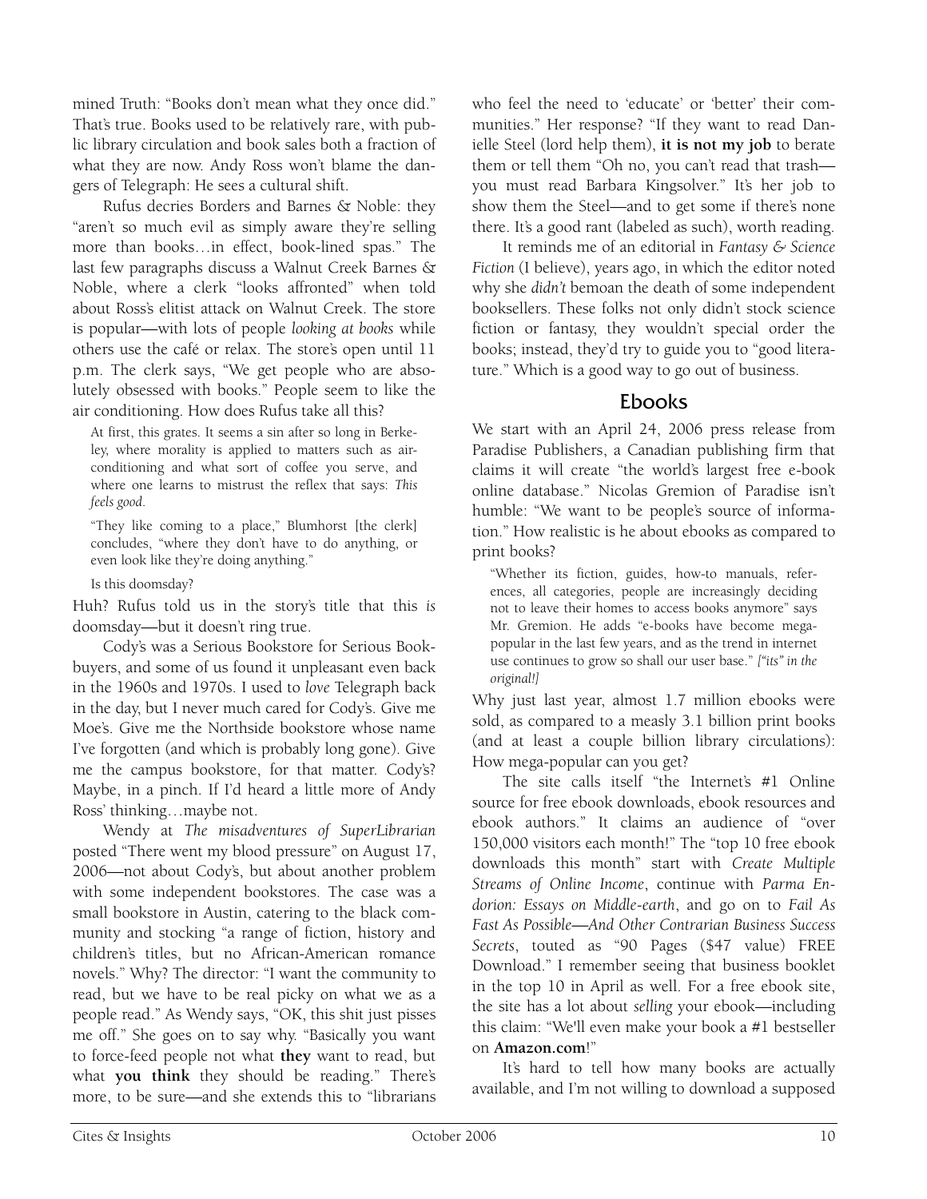mined Truth: "Books don't mean what they once did." That's true. Books used to be relatively rare, with public library circulation and book sales both a fraction of what they are now. Andy Ross won't blame the dangers of Telegraph: He sees a cultural shift.

Rufus decries Borders and Barnes & Noble: they "aren't so much evil as simply aware they're selling more than books…in effect, book-lined spas." The last few paragraphs discuss a Walnut Creek Barnes & Noble, where a clerk "looks affronted" when told about Ross's elitist attack on Walnut Creek. The store is popular—with lots of people *looking at books* while others use the café or relax. The store's open until 11 p.m. The clerk says, "We get people who are absolutely obsessed with books." People seem to like the air conditioning. How does Rufus take all this?

> At first, this grates. It seems a sin after so long in Berkeley, where morality is applied to matters such as air-conditioning and what sort of coffee you serve, and where one learns to mistrust the reflex that says: *This feels good.*
>
> "They like coming to a place," Blumhorst [the clerk] concludes, "where they don't have to do anything, or even look like they're doing anything."
>
> Is this doomsday?

Huh? Rufus told us in the story's title that this *is* doomsday—but it doesn't ring true.

Cody's was a Serious Bookstore for Serious Bookbuyers, and some of us found it unpleasant even back in the 1960s and 1970s. I used to *love* Telegraph back in the day, but I never much cared for Cody's. Give me Moe's. Give me the Northside bookstore whose name I've forgotten (and which is probably long gone). Give me the campus bookstore, for that matter. Cody's? Maybe, in a pinch. If I'd heard a little more of Andy Ross' thinking…maybe not.

Wendy at *The misadventures of SuperLibrarian* posted "There went my blood pressure" on August 17, 2006—not about Cody's, but about another problem with some independent bookstores. The case was a small bookstore in Austin, catering to the black community and stocking "a range of fiction, history and children's titles, but no African-American romance novels." Why? The director: "I want the community to read, but we have to be real picky on what we as a people read." As Wendy says, "OK, this shit just pisses me off." She goes on to say why. "Basically you want to force-feed people not what **they** want to read, but what **you think** they should be reading." There's more, to be sure—and she extends this to "librarians who feel the need to 'educate' or 'better' their communities." Her response? "If they want to read Danielle Steel (lord help them), **it is not my job** to berate them or tell them "Oh no, you can't read that trash—you must read Barbara Kingsolver." It's her job to show them the Steel—and to get some if there's none there. It's a good rant (labeled as such), worth reading.

It reminds me of an editorial in *Fantasy & Science Fiction* (I believe), years ago, in which the editor noted why she *didn't* bemoan the death of some independent booksellers. These folks not only didn't stock science fiction or fantasy, they wouldn't special order the books; instead, they'd try to guide you to "good literature." Which is a good way to go out of business.

## Ebooks

We start with an April 24, 2006 press release from Paradise Publishers, a Canadian publishing firm that claims it will create "the world's largest free e-book online database." Nicolas Gremion of Paradise isn't humble: "We want to be people's source of information." How realistic is he about ebooks as compared to print books?

> "Whether its fiction, guides, how-to manuals, references, all categories, people are increasingly deciding not to leave their homes to access books anymore" says Mr. Gremion. He adds "e-books have become mega-popular in the last few years, and as the trend in internet use continues to grow so shall our user base." *["its" in the original!]*

Why just last year, almost 1.7 million ebooks were sold, as compared to a measly 3.1 billion print books (and at least a couple billion library circulations): How mega-popular can you get?

The site calls itself "the Internet's #1 Online source for free ebook downloads, ebook resources and ebook authors." It claims an audience of "over 150,000 visitors each month!" The "top 10 free ebook downloads this month" start with *Create Multiple Streams of Online Income*, continue with *Parma Endorion: Essays on Middle-earth*, and go on to *Fail As Fast As Possible—And Other Contrarian Business Success Secrets*, touted as "90 Pages ($47 value) FREE Download." I remember seeing that business booklet in the top 10 in April as well. For a free ebook site, the site has a lot about *selling* your ebook—including this claim: "We'll even make your book a #1 bestseller on **Amazon.com**!"

It's hard to tell how many books are actually available, and I'm not willing to download a supposed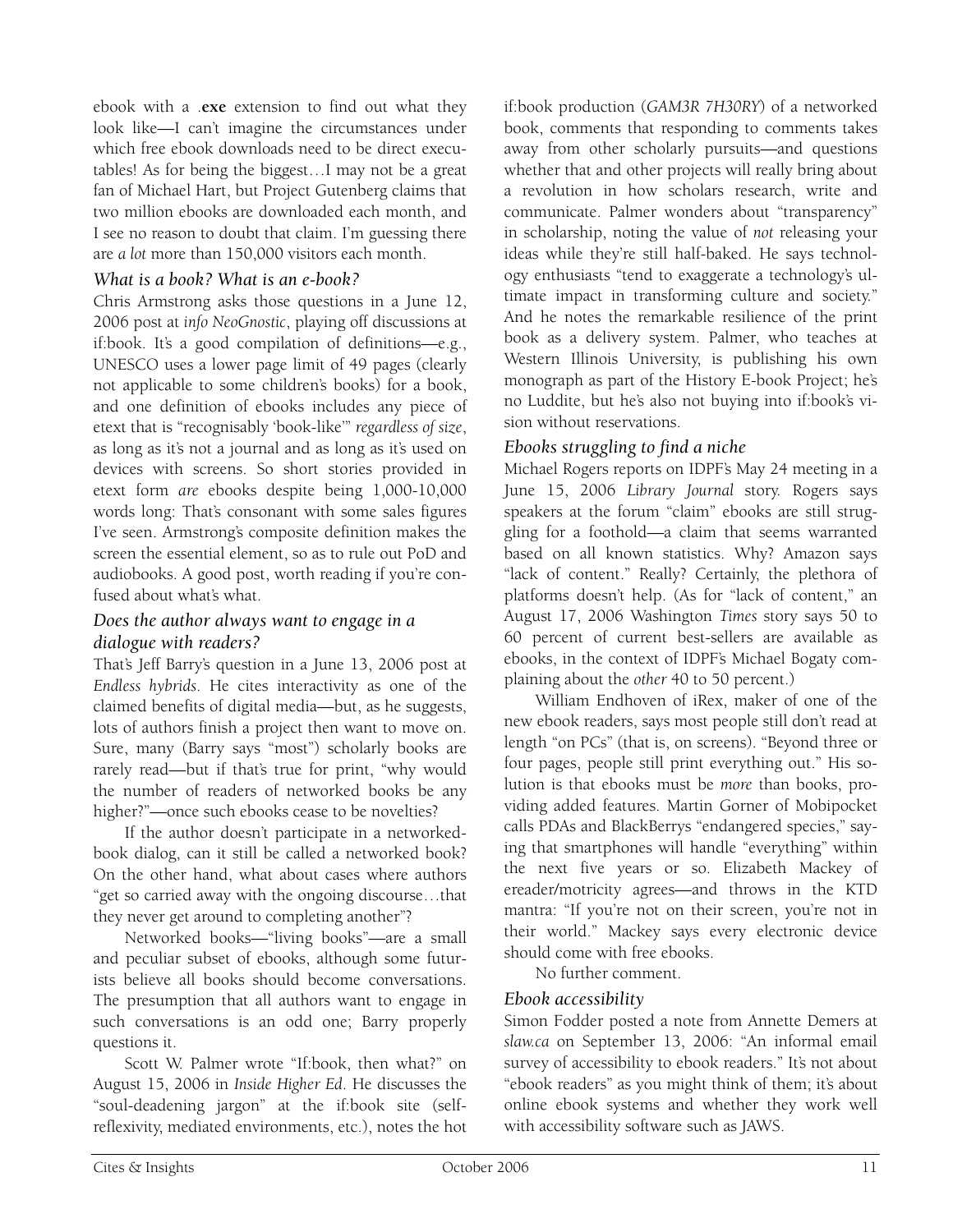ebook with a .**exe** extension to find out what they look like—I can't imagine the circumstances under which free ebook downloads need to be direct executables! As for being the biggest…I may not be a great fan of Michael Hart, but Project Gutenberg claims that two million ebooks are downloaded each month, and I see no reason to doubt that claim. I'm guessing there are *a lot* more than 150,000 visitors each month.

### *What is a book? What is an e-book?*

Chris Armstrong asks those questions in a June 12, 2006 post at *info NeoGnostic*, playing off discussions at if:book. It's a good compilation of definitions—e.g., UNESCO uses a lower page limit of 49 pages (clearly not applicable to some children's books) for a book, and one definition of ebooks includes any piece of etext that is "recognisably 'book-like'" *regardless of size*, as long as it's not a journal and as long as it's used on devices with screens. So short stories provided in etext form *are* ebooks despite being 1,000-10,000 words long: That's consonant with some sales figures I've seen. Armstrong's composite definition makes the screen the essential element, so as to rule out PoD and audiobooks. A good post, worth reading if you're confused about what's what.

### *Does the author always want to engage in a dialogue with readers?*

That's Jeff Barry's question in a June 13, 2006 post at *Endless hybrids*. He cites interactivity as one of the claimed benefits of digital media—but, as he suggests, lots of authors finish a project then want to move on. Sure, many (Barry says "most") scholarly books are rarely read—but if that's true for print, "why would the number of readers of networked books be any higher?"—once such ebooks cease to be novelties?

If the author doesn't participate in a networked-book dialog, can it still be called a networked book? On the other hand, what about cases where authors "get so carried away with the ongoing discourse…that they never get around to completing another"?

Networked books—"living books"—are a small and peculiar subset of ebooks, although some futurists believe all books should become conversations. The presumption that all authors want to engage in such conversations is an odd one; Barry properly questions it.

Scott W. Palmer wrote "If:book, then what?" on August 15, 2006 in *Inside Higher Ed*. He discusses the "soul-deadening jargon" at the if:book site (self-reflexivity, mediated environments, etc.), notes the hot if:book production (*GAM3R 7H30RY*) of a networked book, comments that responding to comments takes away from other scholarly pursuits—and questions whether that and other projects will really bring about a revolution in how scholars research, write and communicate. Palmer wonders about "transparency" in scholarship, noting the value of *not* releasing your ideas while they're still half-baked. He says technology enthusiasts "tend to exaggerate a technology's ultimate impact in transforming culture and society." And he notes the remarkable resilience of the print book as a delivery system. Palmer, who teaches at Western Illinois University, is publishing his own monograph as part of the History E-book Project; he's no Luddite, but he's also not buying into if:book's vision without reservations.

### *Ebooks struggling to find a niche*

Michael Rogers reports on IDPF's May 24 meeting in a June 15, 2006 *Library Journal* story. Rogers says speakers at the forum "claim" ebooks are still struggling for a foothold—a claim that seems warranted based on all known statistics. Why? Amazon says "lack of content." Really? Certainly, the plethora of platforms doesn't help. (As for "lack of content," an August 17, 2006 Washington *Times* story says 50 to 60 percent of current best-sellers are available as ebooks, in the context of IDPF's Michael Bogaty complaining about the *other* 40 to 50 percent.)

William Endhoven of iRex, maker of one of the new ebook readers, says most people still don't read at length "on PCs" (that is, on screens). "Beyond three or four pages, people still print everything out." His solution is that ebooks must be *more* than books, providing added features. Martin Gorner of Mobipocket calls PDAs and BlackBerrys "endangered species," saying that smartphones will handle "everything" within the next five years or so. Elizabeth Mackey of ereader/motricity agrees—and throws in the KTD mantra: "If you're not on their screen, you're not in their world." Mackey says every electronic device should come with free ebooks.

No further comment.

### *Ebook accessibility*

Simon Fodder posted a note from Annette Demers at *slaw.ca* on September 13, 2006: "An informal email survey of accessibility to ebook readers." It's not about "ebook readers" as you might think of them; it's about online ebook systems and whether they work well with accessibility software such as JAWS.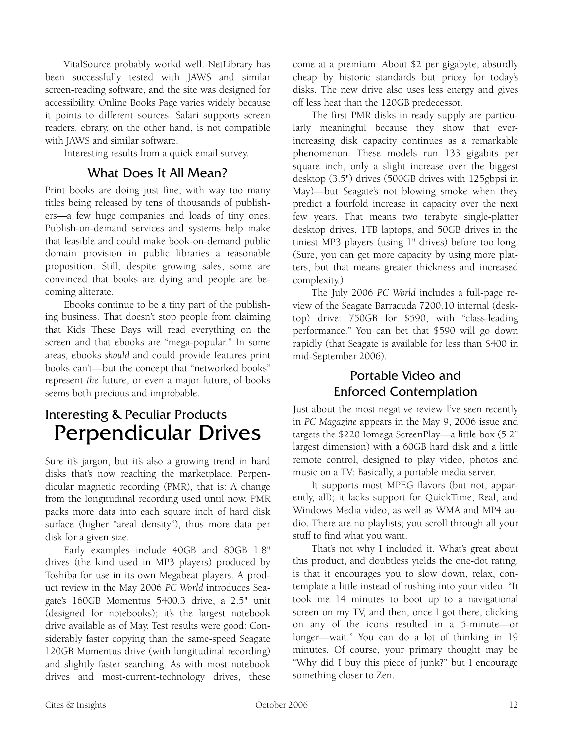VitalSource probably workd well. NetLibrary has been successfully tested with JAWS and similar screen-reading software, and the site was designed for accessibility. Online Books Page varies widely because it points to different sources. Safari supports screen readers. ebrary, on the other hand, is not compatible with JAWS and similar software.

Interesting results from a quick email survey.

### What Does It All Mean?

Print books are doing just fine, with way too many titles being released by tens of thousands of publishers—a few huge companies and loads of tiny ones. Publish-on-demand services and systems help make that feasible and could make book-on-demand public domain provision in public libraries a reasonable proposition. Still, despite growing sales, some are convinced that books are dying and people are becoming aliterate.

Ebooks continue to be a tiny part of the publishing business. That doesn't stop people from claiming that Kids These Days will read everything on the screen and that ebooks are "mega-popular." In some areas, ebooks *should* and could provide features print books can't—but the concept that "networked books" represent *the* future, or even a major future, of books seems both precious and improbable.

## Interesting & Peculiar Products

# Perpendicular Drives

Sure it's jargon, but it's also a growing trend in hard disks that's now reaching the marketplace. Perpendicular magnetic recording (PMR), that is: A change from the longitudinal recording used until now. PMR packs more data into each square inch of hard disk surface (higher "areal density"), thus more data per disk for a given size.

Early examples include 40GB and 80GB 1.8" drives (the kind used in MP3 players) produced by Toshiba for use in its own Megabeat players. A product review in the May 2006 *PC World* introduces Seagate's 160GB Momentus 5400.3 drive, a 2.5" unit (designed for notebooks); it's the largest notebook drive available as of May. Test results were good: Considerably faster copying than the same-speed Seagate 120GB Momentus drive (with longitudinal recording) and slightly faster searching. As with most notebook drives and most-current-technology drives, these come at a premium: About $2 per gigabyte, absurdly cheap by historic standards but pricey for today's disks. The new drive also uses less energy and gives off less heat than the 120GB predecessor.

The first PMR disks in ready supply are particularly meaningful because they show that ever-increasing disk capacity continues as a remarkable phenomenon. These models run 133 gigabits per square inch, only a slight increase over the biggest desktop (3.5") drives (500GB drives with 125gbpsi in May)—but Seagate's not blowing smoke when they predict a fourfold increase in capacity over the next few years. That means two terabyte single-platter desktop drives, 1TB laptops, and 50GB drives in the tiniest MP3 players (using 1" drives) before too long. (Sure, you can get more capacity by using more platters, but that means greater thickness and increased complexity.)

The July 2006 *PC World* includes a full-page review of the Seagate Barracuda 7200.10 internal (desktop) drive: 750GB for $590, with "class-leading performance." You can bet that $590 will go down rapidly (that Seagate is available for less than $400 in mid-September 2006).

### Portable Video and Enforced Contemplation

Just about the most negative review I've seen recently in *PC Magazine* appears in the May 9, 2006 issue and targets the $220 Iomega ScreenPlay—a little box (5.2" largest dimension) with a 60GB hard disk and a little remote control, designed to play video, photos and music on a TV: Basically, a portable media server.

It supports most MPEG flavors (but not, apparently, all); it lacks support for QuickTime, Real, and Windows Media video, as well as WMA and MP4 audio. There are no playlists; you scroll through all your stuff to find what you want.

That's not why I included it. What's great about this product, and doubtless yields the one-dot rating, is that it encourages you to slow down, relax, contemplate a little instead of rushing into your video. "It took me 14 minutes to boot up to a navigational screen on my TV, and then, once I got there, clicking on any of the icons resulted in a 5-minute—or longer—wait." You can do a lot of thinking in 19 minutes. Of course, your primary thought may be "Why did I buy this piece of junk?" but I encourage something closer to Zen.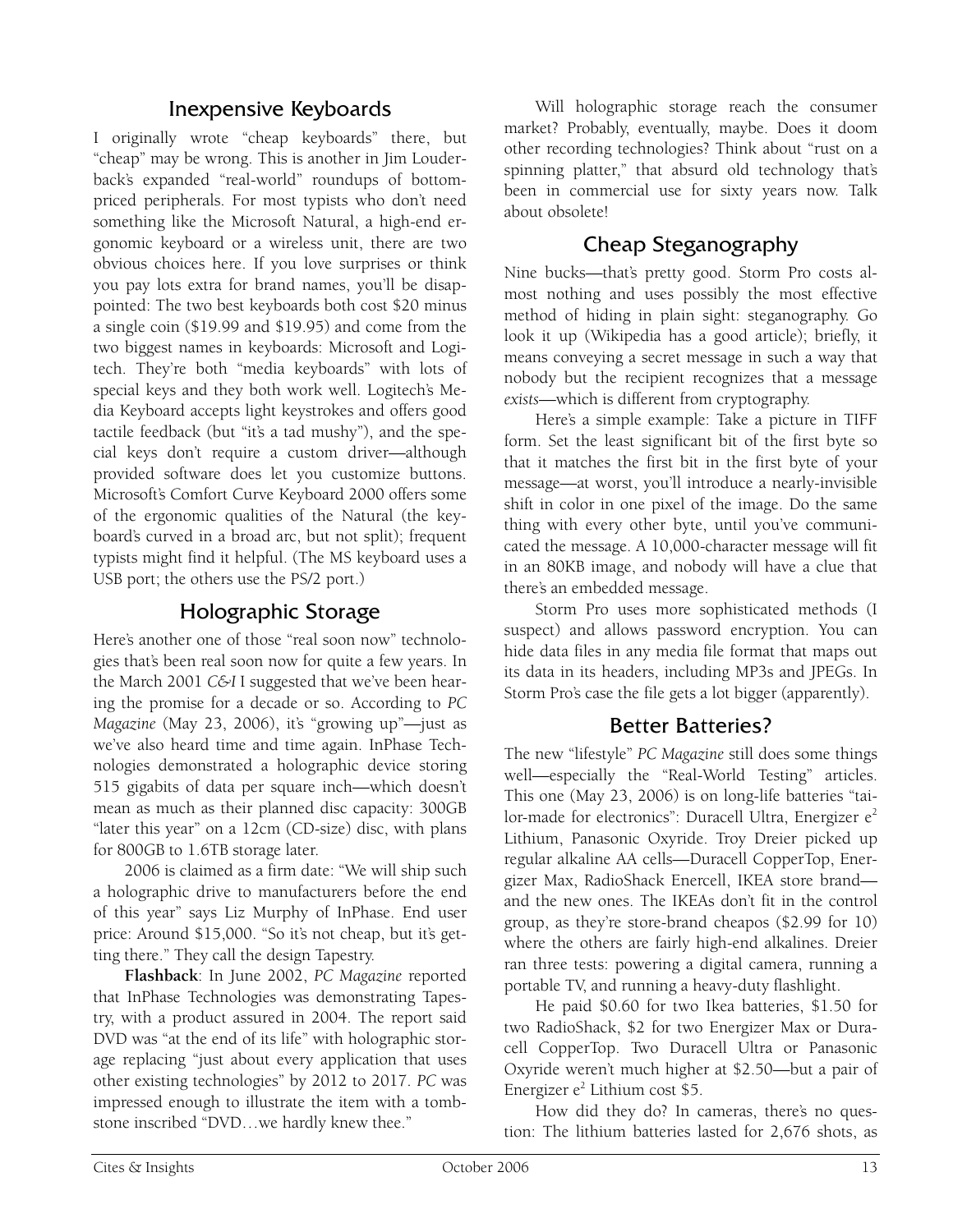## Inexpensive Keyboards

I originally wrote "cheap keyboards" there, but "cheap" may be wrong. This is another in Jim Louderback's expanded "real-world" roundups of bottom-priced peripherals. For most typists who don't need something like the Microsoft Natural, a high-end ergonomic keyboard or a wireless unit, there are two obvious choices here. If you love surprises or think you pay lots extra for brand names, you'll be disappointed: The two best keyboards both cost $20 minus a single coin ($19.99 and $19.95) and come from the two biggest names in keyboards: Microsoft and Logitech. They're both "media keyboards" with lots of special keys and they both work well. Logitech's Media Keyboard accepts light keystrokes and offers good tactile feedback (but "it's a tad mushy"), and the special keys don't require a custom driver—although provided software does let you customize buttons. Microsoft's Comfort Curve Keyboard 2000 offers some of the ergonomic qualities of the Natural (the keyboard's curved in a broad arc, but not split); frequent typists might find it helpful. (The MS keyboard uses a USB port; the others use the PS/2 port.)

## Holographic Storage

Here's another one of those "real soon now" technologies that's been real soon now for quite a few years. In the March 2001 *C&I* I suggested that we've been hearing the promise for a decade or so. According to *PC Magazine* (May 23, 2006), it's "growing up"—just as we've also heard time and time again. InPhase Technologies demonstrated a holographic device storing 515 gigabits of data per square inch—which doesn't mean as much as their planned disc capacity: 300GB "later this year" on a 12cm (CD-size) disc, with plans for 800GB to 1.6TB storage later.

2006 is claimed as a firm date: "We will ship such a holographic drive to manufacturers before the end of this year" says Liz Murphy of InPhase. End user price: Around $15,000. "So it's not cheap, but it's getting there." They call the design Tapestry.

**Flashback**: In June 2002, *PC Magazine* reported that InPhase Technologies was demonstrating Tapestry, with a product assured in 2004. The report said DVD was "at the end of its life" with holographic storage replacing "just about every application that uses other existing technologies" by 2012 to 2017. *PC* was impressed enough to illustrate the item with a tombstone inscribed "DVD…we hardly knew thee."

Will holographic storage reach the consumer market? Probably, eventually, maybe. Does it doom other recording technologies? Think about "rust on a spinning platter," that absurd old technology that's been in commercial use for sixty years now. Talk about obsolete!

## Cheap Steganography

Nine bucks—that's pretty good. Storm Pro costs almost nothing and uses possibly the most effective method of hiding in plain sight: steganography. Go look it up (Wikipedia has a good article); briefly, it means conveying a secret message in such a way that nobody but the recipient recognizes that a message *exists*—which is different from cryptography.

Here's a simple example: Take a picture in TIFF form. Set the least significant bit of the first byte so that it matches the first bit in the first byte of your message—at worst, you'll introduce a nearly-invisible shift in color in one pixel of the image. Do the same thing with every other byte, until you've communicated the message. A 10,000-character message will fit in an 80KB image, and nobody will have a clue that there's an embedded message.

Storm Pro uses more sophisticated methods (I suspect) and allows password encryption. You can hide data files in any media file format that maps out its data in its headers, including MP3s and JPEGs. In Storm Pro's case the file gets a lot bigger (apparently).

## Better Batteries?

The new "lifestyle" *PC Magazine* still does some things well—especially the "Real-World Testing" articles. This one (May 23, 2006) is on long-life batteries "tailor-made for electronics": Duracell Ultra, Energizer e$^2$ Lithium, Panasonic Oxyride. Troy Dreier picked up regular alkaline AA cells—Duracell CopperTop, Energizer Max, RadioShack Enercell, IKEA store brand—and the new ones. The IKEAs don't fit in the control group, as they're store-brand cheapos ($2.99 for 10) where the others are fairly high-end alkalines. Dreier ran three tests: powering a digital camera, running a portable TV, and running a heavy-duty flashlight.

He paid $0.60 for two Ikea batteries, $1.50 for two RadioShack, $2 for two Energizer Max or Duracell CopperTop. Two Duracell Ultra or Panasonic Oxyride weren't much higher at $2.50—but a pair of Energizer e$^2$ Lithium cost $5.

How did they do? In cameras, there's no question: The lithium batteries lasted for 2,676 shots, as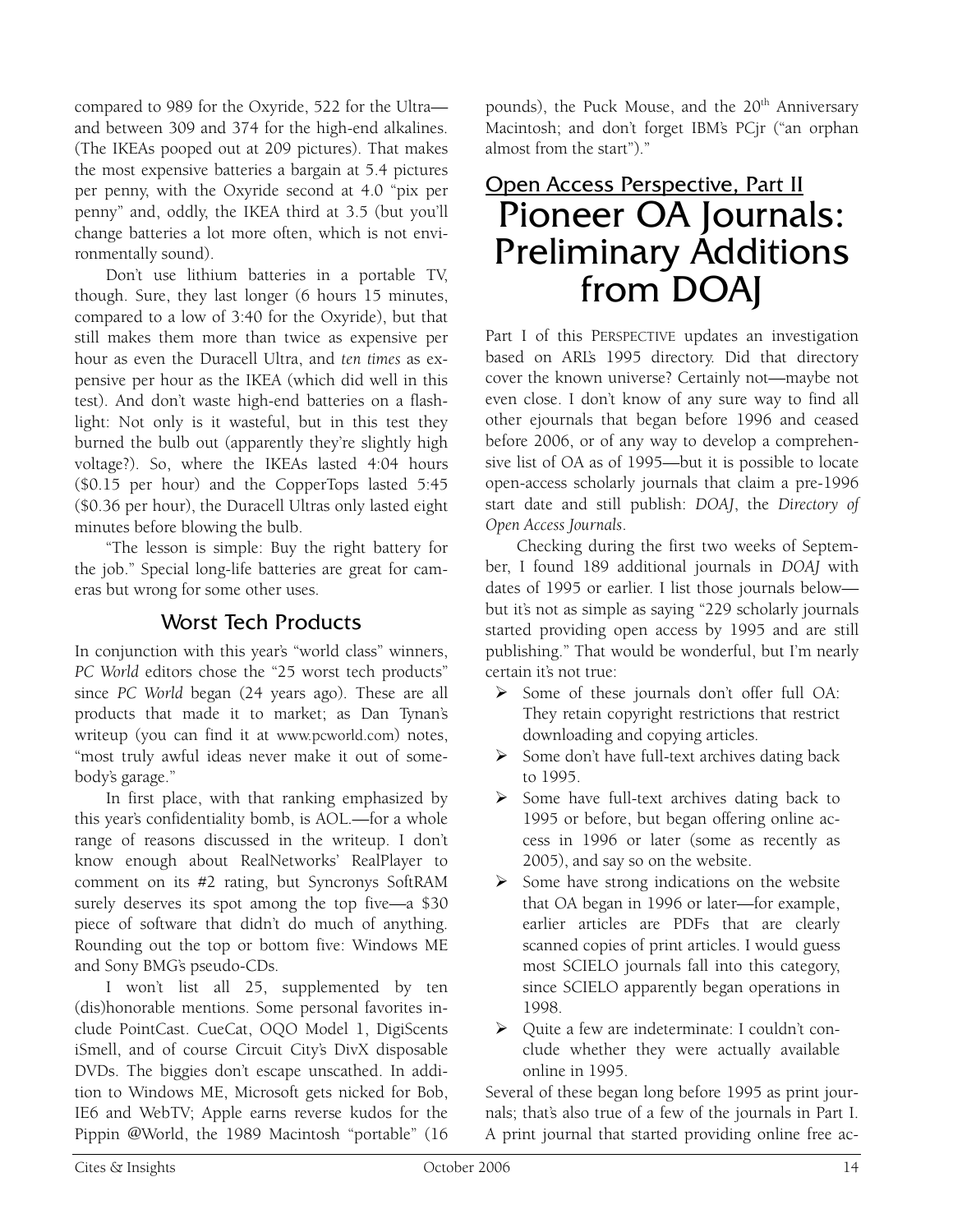compared to 989 for the Oxyride, 522 for the Ultra—and between 309 and 374 for the high-end alkalines. (The IKEAs pooped out at 209 pictures). That makes the most expensive batteries a bargain at 5.4 pictures per penny, with the Oxyride second at 4.0 "pix per penny" and, oddly, the IKEA third at 3.5 (but you'll change batteries a lot more often, which is not environmentally sound).

Don't use lithium batteries in a portable TV, though. Sure, they last longer (6 hours 15 minutes, compared to a low of 3:40 for the Oxyride), but that still makes them more than twice as expensive per hour as even the Duracell Ultra, and *ten times* as expensive per hour as the IKEA (which did well in this test). And don't waste high-end batteries on a flashlight: Not only is it wasteful, but in this test they burned the bulb out (apparently they're slightly high voltage?). So, where the IKEAs lasted 4:04 hours ($0.15 per hour) and the CopperTops lasted 5:45 ($0.36 per hour), the Duracell Ultras only lasted eight minutes before blowing the bulb.

"The lesson is simple: Buy the right battery for the job." Special long-life batteries are great for cameras but wrong for some other uses.

### Worst Tech Products

In conjunction with this year's "world class" winners, *PC World* editors chose the "25 worst tech products" since *PC World* began (24 years ago). These are all products that made it to market; as Dan Tynan's writeup (you can find it at www.pcworld.com) notes, "most truly awful ideas never make it out of somebody's garage."

In first place, with that ranking emphasized by this year's confidentiality bomb, is AOL.—for a whole range of reasons discussed in the writeup. I don't know enough about RealNetworks' RealPlayer to comment on its #2 rating, but Syncronys SoftRAM surely deserves its spot among the top five—a $30 piece of software that didn't do much of anything. Rounding out the top or bottom five: Windows ME and Sony BMG's pseudo-CDs.

I won't list all 25, supplemented by ten (dis)honorable mentions. Some personal favorites include PointCast. CueCat, OQO Model 1, DigiScents iSmell, and of course Circuit City's DivX disposable DVDs. The biggies don't escape unscathed. In addition to Windows ME, Microsoft gets nicked for Bob, IE6 and WebTV; Apple earns reverse kudos for the Pippin @World, the 1989 Macintosh "portable" (16 pounds), the Puck Mouse, and the 20th Anniversary Macintosh; and don't forget IBM's PCjr ("an orphan almost from the start")."

## Open Access Perspective, Part II

# Pioneer OA Journals: Preliminary Additions from DOAJ

Part I of this PERSPECTIVE updates an investigation based on ARL's 1995 directory. Did that directory cover the known universe? Certainly not—maybe not even close. I don't know of any sure way to find all other ejournals that began before 1996 and ceased before 2006, or of any way to develop a comprehensive list of OA as of 1995—but it is possible to locate open-access scholarly journals that claim a pre-1996 start date and still publish: *DOAJ*, the *Directory of Open Access Journals*.

Checking during the first two weeks of September, I found 189 additional journals in *DOAJ* with dates of 1995 or earlier. I list those journals below—but it's not as simple as saying "229 scholarly journals started providing open access by 1995 and are still publishing." That would be wonderful, but I'm nearly certain it's not true:

- Some of these journals don't offer full OA: They retain copyright restrictions that restrict downloading and copying articles.
- Some don't have full-text archives dating back to 1995.
- Some have full-text archives dating back to 1995 or before, but began offering online access in 1996 or later (some as recently as 2005), and say so on the website.
- Some have strong indications on the website that OA began in 1996 or later—for example, earlier articles are PDFs that are clearly scanned copies of print articles. I would guess most SCIELO journals fall into this category, since SCIELO apparently began operations in 1998.
- Quite a few are indeterminate: I couldn't conclude whether they were actually available online in 1995.

Several of these began long before 1995 as print journals; that's also true of a few of the journals in Part I. A print journal that started providing online free ac-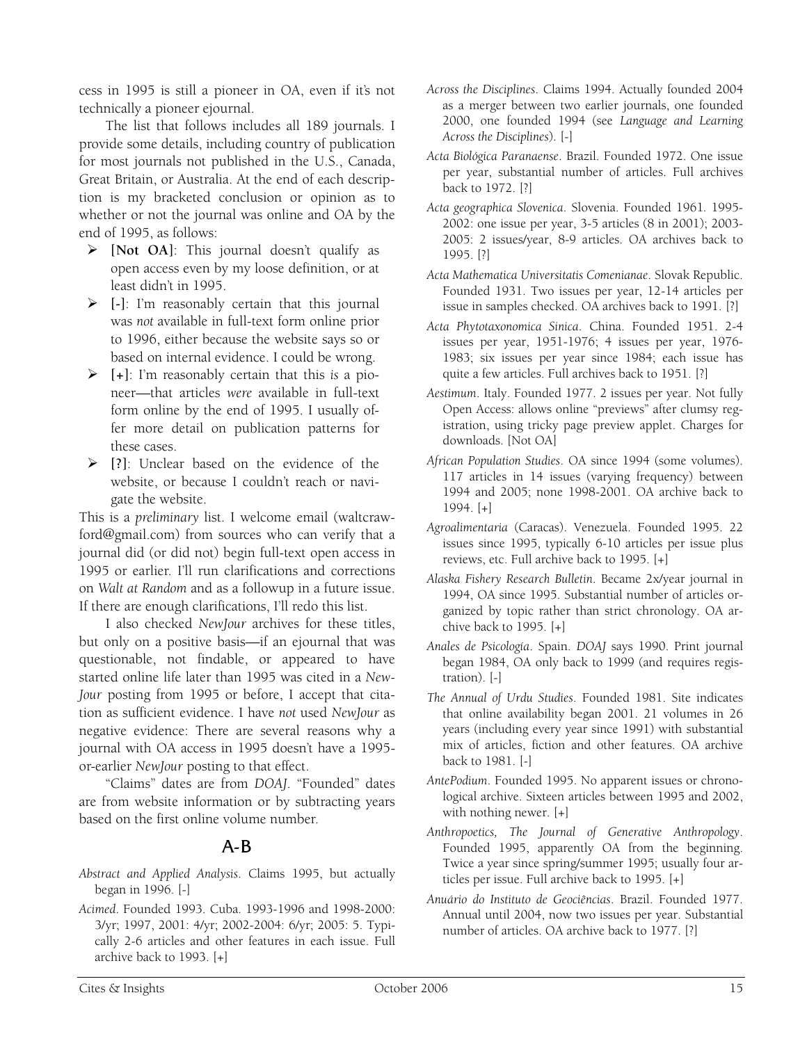cess in 1995 is still a pioneer in OA, even if it's not technically a pioneer ejournal.

The list that follows includes all 189 journals. I provide some details, including country of publication for most journals not published in the U.S., Canada, Great Britain, or Australia. At the end of each description is my bracketed conclusion or opinion as to whether or not the journal was online and OA by the end of 1995, as follows:

- **[Not OA]**: This journal doesn't qualify as open access even by my loose definition, or at least didn't in 1995.
- **[-]**: I'm reasonably certain that this journal was *not* available in full-text form online prior to 1996, either because the website says so or based on internal evidence. I could be wrong.
- **[+]**: I'm reasonably certain that this *is* a pioneer—that articles *were* available in full-text form online by the end of 1995. I usually offer more detail on publication patterns for these cases.
- **[?]**: Unclear based on the evidence of the website, or because I couldn't reach or navigate the website.

This is a *preliminary* list. I welcome email (waltcrawford@gmail.com) from sources who can verify that a journal did (or did not) begin full-text open access in 1995 or earlier. I'll run clarifications and corrections on *Walt at Random* and as a followup in a future issue. If there are enough clarifications, I'll redo this list.

I also checked *NewJour* archives for these titles, but only on a positive basis—if an ejournal that was questionable, not findable, or appeared to have started online life later than 1995 was cited in a *NewJour* posting from 1995 or before, I accept that citation as sufficient evidence. I have *not* used *NewJour* as negative evidence: There are several reasons why a journal with OA access in 1995 doesn't have a 1995-or-earlier *NewJour* posting to that effect.

"Claims" dates are from *DOAJ*. "Founded" dates are from website information or by subtracting years based on the first online volume number.

## A-B

*Abstract and Applied Analysis*. Claims 1995, but actually began in 1996. [-]

*Acimed*. Founded 1993. Cuba. 1993-1996 and 1998-2000: 3/yr; 1997, 2001: 4/yr; 2002-2004: 6/yr; 2005: 5. Typically 2-6 articles and other features in each issue. Full archive back to 1993. [+]

*Across the Disciplines*. Claims 1994. Actually founded 2004 as a merger between two earlier journals, one founded 2000, one founded 1994 (see *Language and Learning Across the Disciplines*). [-]

*Acta Biológica Paranaense*. Brazil. Founded 1972. One issue per year, substantial number of articles. Full archives back to 1972. [?]

*Acta geographica Slovenica*. Slovenia. Founded 1961. 1995-2002: one issue per year, 3-5 articles (8 in 2001); 2003-2005: 2 issues/year, 8-9 articles. OA archives back to 1995. [?]

*Acta Mathematica Universitatis Comenianae*. Slovak Republic. Founded 1931. Two issues per year, 12-14 articles per issue in samples checked. OA archives back to 1991. [?]

*Acta Phytotaxonomica Sinica*. China. Founded 1951. 2-4 issues per year, 1951-1976; 4 issues per year, 1976-1983; six issues per year since 1984; each issue has quite a few articles. Full archives back to 1951. [?]

*Aestimum*. Italy. Founded 1977. 2 issues per year. Not fully Open Access: allows online "previews" after clumsy registration, using tricky page preview applet. Charges for downloads. [Not OA]

*African Population Studies*. OA since 1994 (some volumes). 117 articles in 14 issues (varying frequency) between 1994 and 2005; none 1998-2001. OA archive back to 1994. [+]

*Agroalimentaria* (Caracas). Venezuela. Founded 1995. 22 issues since 1995, typically 6-10 articles per issue plus reviews, etc. Full archive back to 1995. [+]

*Alaska Fishery Research Bulletin*. Became 2x/year journal in 1994, OA since 1995. Substantial number of articles organized by topic rather than strict chronology. OA archive back to 1995. [+]

*Anales de Psicología*. Spain. *DOAJ* says 1990. Print journal began 1984, OA only back to 1999 (and requires registration). [-]

*The Annual of Urdu Studies*. Founded 1981. Site indicates that online availability began 2001. 21 volumes in 26 years (including every year since 1991) with substantial mix of articles, fiction and other features. OA archive back to 1981. [-]

*AntePodium*. Founded 1995. No apparent issues or chronological archive. Sixteen articles between 1995 and 2002, with nothing newer. [+]

*Anthropoetics, The Journal of Generative Anthropology*. Founded 1995, apparently OA from the beginning. Twice a year since spring/summer 1995; usually four articles per issue. Full archive back to 1995. [+]

*Anuário do Instituto de Geociências*. Brazil. Founded 1977. Annual until 2004, now two issues per year. Substantial number of articles. OA archive back to 1977. [?]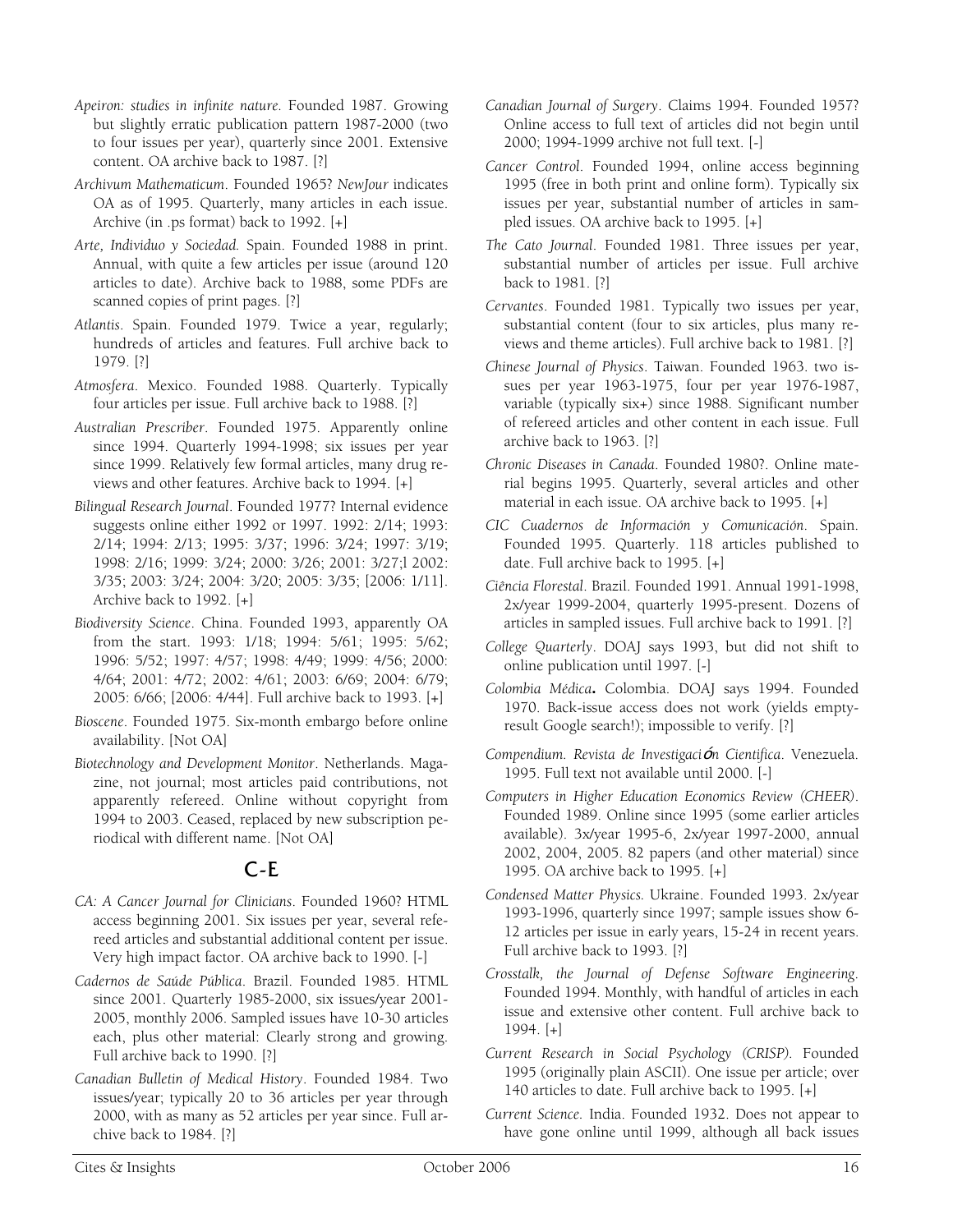*Apeiron: studies in infinite nature.* Founded 1987. Growing but slightly erratic publication pattern 1987-2000 (two to four issues per year), quarterly since 2001. Extensive content. OA archive back to 1987. [?]

*Archivum Mathematicum*. Founded 1965? *NewJour* indicates OA as of 1995. Quarterly, many articles in each issue. Archive (in .ps format) back to 1992. [+]

*Arte, Individuo y Sociedad.* Spain. Founded 1988 in print. Annual, with quite a few articles per issue (around 120 articles to date). Archive back to 1988, some PDFs are scanned copies of print pages. [?]

*Atlantis*. Spain. Founded 1979. Twice a year, regularly; hundreds of articles and features. Full archive back to 1979. [?]

*Atmosfera*. Mexico. Founded 1988. Quarterly. Typically four articles per issue. Full archive back to 1988. [?]

*Australian Prescriber*. Founded 1975. Apparently online since 1994. Quarterly 1994-1998; six issues per year since 1999. Relatively few formal articles, many drug reviews and other features. Archive back to 1994. [+]

*Bilingual Research Journal*. Founded 1977? Internal evidence suggests online either 1992 or 1997. 1992: 2/14; 1993: 2/14; 1994: 2/13; 1995: 3/37; 1996: 3/24; 1997: 3/19; 1998: 2/16; 1999: 3/24; 2000: 3/26; 2001: 3/27;l 2002: 3/35; 2003: 3/24; 2004: 3/20; 2005: 3/35; [2006: 1/11]. Archive back to 1992. [+]

*Biodiversity Science*. China. Founded 1993, apparently OA from the start. 1993: 1/18; 1994: 5/61; 1995: 5/62; 1996: 5/52; 1997: 4/57; 1998: 4/49; 1999: 4/56; 2000: 4/64; 2001: 4/72; 2002: 4/61; 2003: 6/69; 2004: 6/79; 2005: 6/66; [2006: 4/44]. Full archive back to 1993. [+]

*Bioscene*. Founded 1975. Six-month embargo before online availability. [Not OA]

*Biotechnology and Development Monitor*. Netherlands. Magazine, not journal; most articles paid contributions, not apparently refereed. Online without copyright from 1994 to 2003. Ceased, replaced by new subscription periodical with different name. [Not OA]

## C-E

*CA: A Cancer Journal for Clinicians*. Founded 1960? HTML access beginning 2001. Six issues per year, several refereed articles and substantial additional content per issue. Very high impact factor. OA archive back to 1990. [-]

*Cadernos de Saúde Pública*. Brazil. Founded 1985. HTML since 2001. Quarterly 1985-2000, six issues/year 2001-2005, monthly 2006. Sampled issues have 10-30 articles each, plus other material: Clearly strong and growing. Full archive back to 1990. [?]

*Canadian Bulletin of Medical History*. Founded 1984. Two issues/year; typically 20 to 36 articles per year through 2000, with as many as 52 articles per year since. Full archive back to 1984. [?]

*Canadian Journal of Surgery*. Claims 1994. Founded 1957? Online access to full text of articles did not begin until 2000; 1994-1999 archive not full text. [-]

*Cancer Control*. Founded 1994, online access beginning 1995 (free in both print and online form). Typically six issues per year, substantial number of articles in sampled issues. OA archive back to 1995. [+]

*The Cato Journal*. Founded 1981. Three issues per year, substantial number of articles per issue. Full archive back to 1981. [?]

*Cervantes*. Founded 1981. Typically two issues per year, substantial content (four to six articles, plus many reviews and theme articles). Full archive back to 1981. [?]

*Chinese Journal of Physics*. Taiwan. Founded 1963. two issues per year 1963-1975, four per year 1976-1987, variable (typically six+) since 1988. Significant number of refereed articles and other content in each issue. Full archive back to 1963. [?]

*Chronic Diseases in Canada*. Founded 1980?. Online material begins 1995. Quarterly, several articles and other material in each issue. OA archive back to 1995. [+]

*CIC Cuadernos de Información y Comunicación*. Spain. Founded 1995. Quarterly. 118 articles published to date. Full archive back to 1995. [+]

*Ciência Florestal*. Brazil. Founded 1991. Annual 1991-1998, 2x/year 1999-2004, quarterly 1995-present. Dozens of articles in sampled issues. Full archive back to 1991. [?]

*College Quarterly*. DOAJ says 1993, but did not shift to online publication until 1997. [-]

*Colombia Médica***.** Colombia. DOAJ says 1994. Founded 1970. Back-issue access does not work (yields empty-result Google search!); impossible to verify. [?]

*Compendium. Revista de Investigación Cientifica*. Venezuela. 1995. Full text not available until 2000. [-]

*Computers in Higher Education Economics Review (CHEER)*. Founded 1989. Online since 1995 (some earlier articles available). 3x/year 1995-6, 2x/year 1997-2000, annual 2002, 2004, 2005. 82 papers (and other material) since 1995. OA archive back to 1995. [+]

*Condensed Matter Physics.* Ukraine. Founded 1993. 2x/year 1993-1996, quarterly since 1997; sample issues show 6-12 articles per issue in early years, 15-24 in recent years. Full archive back to 1993. [?]

*Crosstalk, the Journal of Defense Software Engineering*. Founded 1994. Monthly, with handful of articles in each issue and extensive other content. Full archive back to 1994. [+]

*Current Research in Social Psychology (CRISP).* Founded 1995 (originally plain ASCII). One issue per article; over 140 articles to date. Full archive back to 1995. [+]

*Current Science.* India. Founded 1932. Does not appear to have gone online until 1999, although all back issues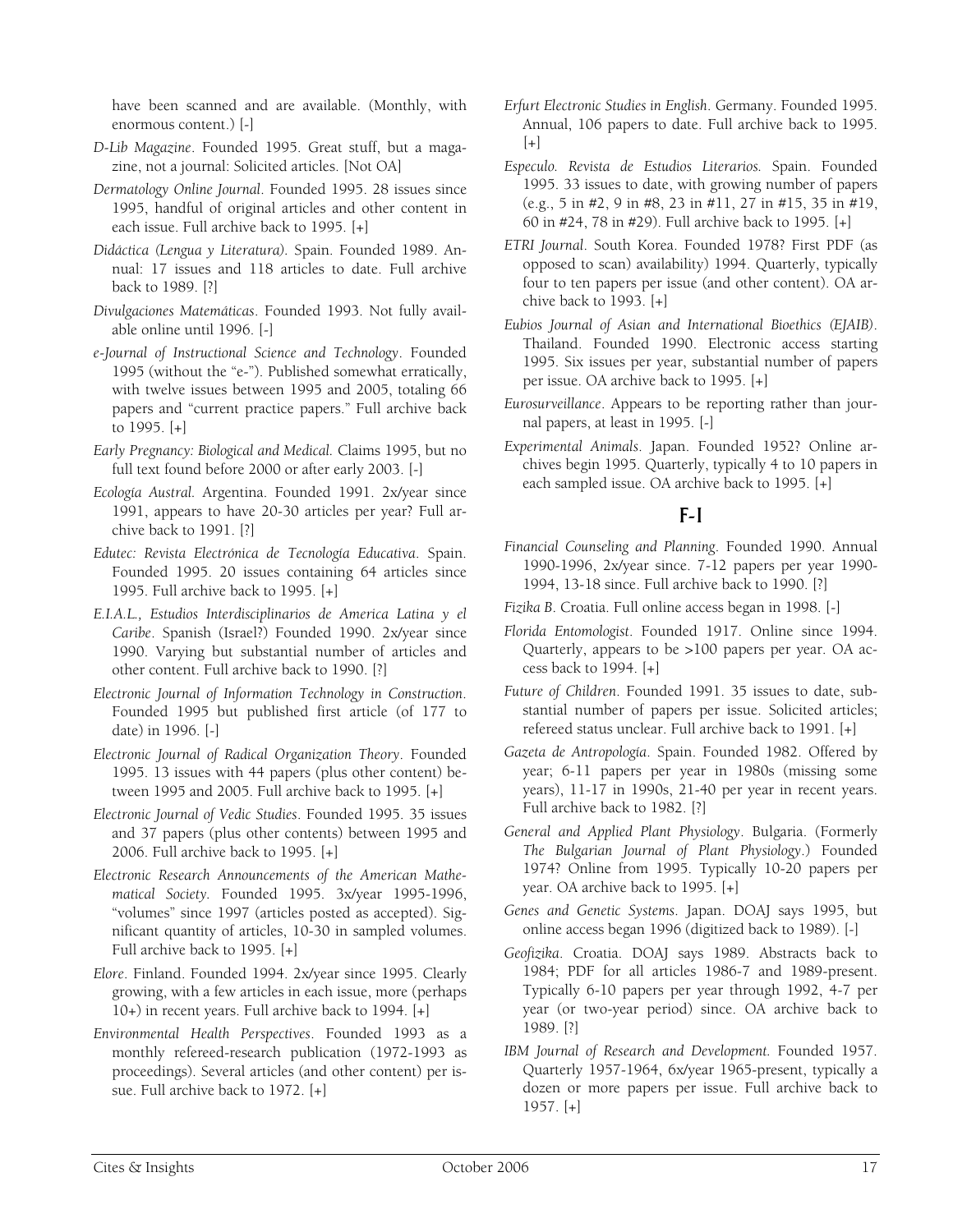have been scanned and are available. (Monthly, with enormous content.) [-]

*D-Lib Magazine*. Founded 1995. Great stuff, but a magazine, not a journal: Solicited articles. [Not OA]

*Dermatology Online Journal*. Founded 1995. 28 issues since 1995, handful of original articles and other content in each issue. Full archive back to 1995. [+]

*Didáctica (Lengua y Literatura)*. Spain. Founded 1989. Annual: 17 issues and 118 articles to date. Full archive back to 1989. [?]

*Divulgaciones Matemáticas*. Founded 1993. Not fully available online until 1996. [-]

*e-Journal of Instructional Science and Technology*. Founded 1995 (without the "e-"). Published somewhat erratically, with twelve issues between 1995 and 2005, totaling 66 papers and "current practice papers." Full archive back to 1995. [+]

*Early Pregnancy: Biological and Medical.* Claims 1995, but no full text found before 2000 or after early 2003. [-]

*Ecología Austral.* Argentina. Founded 1991. 2x/year since 1991, appears to have 20-30 articles per year? Full archive back to 1991. [?]

*Edutec: Revista Electrónica de Tecnología Educativa*. Spain. Founded 1995. 20 issues containing 64 articles since 1995. Full archive back to 1995. [+]

*E.I.A.L., Estudios Interdisciplinarios de America Latina y el Caribe*. Spanish (Israel?) Founded 1990. 2x/year since 1990. Varying but substantial number of articles and other content. Full archive back to 1990. [?]

*Electronic Journal of Information Technology in Construction*. Founded 1995 but published first article (of 177 to date) in 1996. [-]

*Electronic Journal of Radical Organization Theory*. Founded 1995. 13 issues with 44 papers (plus other content) between 1995 and 2005. Full archive back to 1995. [+]

*Electronic Journal of Vedic Studies*. Founded 1995. 35 issues and 37 papers (plus other contents) between 1995 and 2006. Full archive back to 1995. [+]

*Electronic Research Announcements of the American Mathematical Society*. Founded 1995. 3x/year 1995-1996, "volumes" since 1997 (articles posted as accepted). Significant quantity of articles, 10-30 in sampled volumes. Full archive back to 1995. [+]

*Elore*. Finland. Founded 1994. 2x/year since 1995. Clearly growing, with a few articles in each issue, more (perhaps 10+) in recent years. Full archive back to 1994. [+]

*Environmental Health Perspectives*. Founded 1993 as a monthly refereed-research publication (1972-1993 as proceedings). Several articles (and other content) per issue. Full archive back to 1972. [+]

*Erfurt Electronic Studies in English*. Germany. Founded 1995. Annual, 106 papers to date. Full archive back to 1995. [+]

*Especulo. Revista de Estudios Literarios.* Spain. Founded 1995. 33 issues to date, with growing number of papers (e.g., 5 in #2, 9 in #8, 23 in #11, 27 in #15, 35 in #19, 60 in #24, 78 in #29). Full archive back to 1995. [+]

*ETRI Journal*. South Korea. Founded 1978? First PDF (as opposed to scan) availability) 1994. Quarterly, typically four to ten papers per issue (and other content). OA archive back to 1993. [+]

*Eubios Journal of Asian and International Bioethics (EJAIB)*. Thailand. Founded 1990. Electronic access starting 1995. Six issues per year, substantial number of papers per issue. OA archive back to 1995. [+]

*Eurosurveillance*. Appears to be reporting rather than journal papers, at least in 1995. [-]

*Experimental Animals*. Japan. Founded 1952? Online archives begin 1995. Quarterly, typically 4 to 10 papers in each sampled issue. OA archive back to 1995. [+]

## F-I

*Financial Counseling and Planning*. Founded 1990. Annual 1990-1996, 2x/year since. 7-12 papers per year 1990-1994, 13-18 since. Full archive back to 1990. [?]

*Fizika B*. Croatia. Full online access began in 1998. [-]

*Florida Entomologist*. Founded 1917. Online since 1994. Quarterly, appears to be >100 papers per year. OA access back to 1994. [+]

*Future of Children*. Founded 1991. 35 issues to date, substantial number of papers per issue. Solicited articles; refereed status unclear. Full archive back to 1991. [+]

*Gazeta de Antropología*. Spain. Founded 1982. Offered by year; 6-11 papers per year in 1980s (missing some years), 11-17 in 1990s, 21-40 per year in recent years. Full archive back to 1982. [?]

*General and Applied Plant Physiology*. Bulgaria. (Formerly *The Bulgarian Journal of Plant Physiology*.) Founded 1974? Online from 1995. Typically 10-20 papers per year. OA archive back to 1995. [+]

*Genes and Genetic Systems*. Japan. DOAJ says 1995, but online access began 1996 (digitized back to 1989). [-]

*Geofizika*. Croatia. DOAJ says 1989. Abstracts back to 1984; PDF for all articles 1986-7 and 1989-present. Typically 6-10 papers per year through 1992, 4-7 per year (or two-year period) since. OA archive back to 1989. [?]

*IBM Journal of Research and Development.* Founded 1957. Quarterly 1957-1964, 6x/year 1965-present, typically a dozen or more papers per issue. Full archive back to 1957. [+]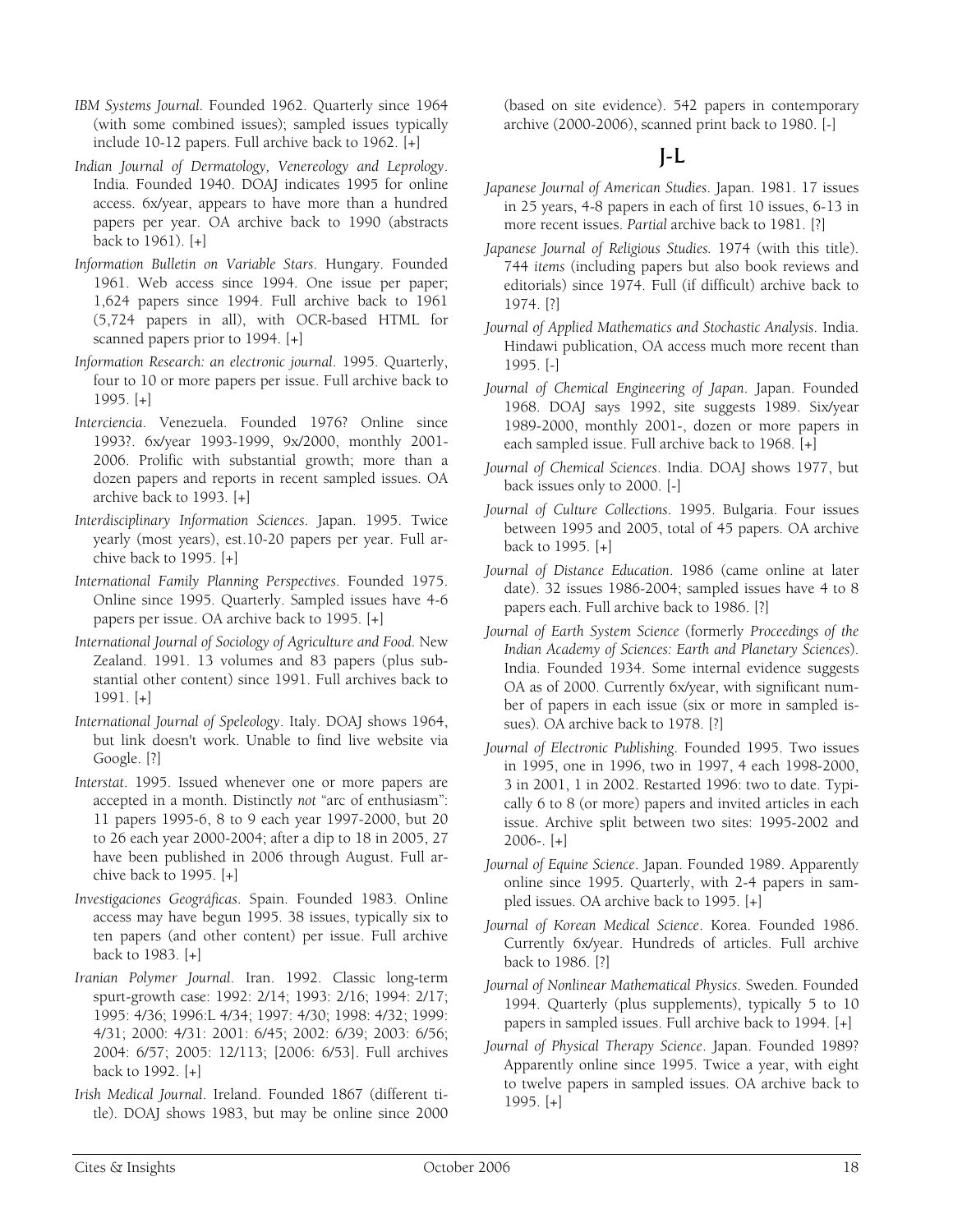*IBM Systems Journal*. Founded 1962. Quarterly since 1964 (with some combined issues); sampled issues typically include 10-12 papers. Full archive back to 1962. [+]

*Indian Journal of Dermatology, Venereology and Leprology*. India. Founded 1940. DOAJ indicates 1995 for online access. 6x/year, appears to have more than a hundred papers per year. OA archive back to 1990 (abstracts back to 1961). [+]

*Information Bulletin on Variable Stars*. Hungary. Founded 1961. Web access since 1994. One issue per paper; 1,624 papers since 1994. Full archive back to 1961 (5,724 papers in all), with OCR-based HTML for scanned papers prior to 1994. [+]

*Information Research: an electronic journal*. 1995. Quarterly, four to 10 or more papers per issue. Full archive back to 1995. [+]

*Interciencia*. Venezuela. Founded 1976? Online since 1993?. 6x/year 1993-1999, 9x/2000, monthly 2001-2006. Prolific with substantial growth; more than a dozen papers and reports in recent sampled issues. OA archive back to 1993. [+]

*Interdisciplinary Information Sciences*. Japan. 1995. Twice yearly (most years), est.10-20 papers per year. Full archive back to 1995. [+]

*International Family Planning Perspectives*. Founded 1975. Online since 1995. Quarterly. Sampled issues have 4-6 papers per issue. OA archive back to 1995. [+]

*International Journal of Sociology of Agriculture and Food*. New Zealand. 1991. 13 volumes and 83 papers (plus substantial other content) since 1991. Full archives back to 1991. [+]

*International Journal of Speleology*. Italy. DOAJ shows 1964, but link doesn't work. Unable to find live website via Google. [?]

*Interstat*. 1995. Issued whenever one or more papers are accepted in a month. Distinctly *not* "arc of enthusiasm": 11 papers 1995-6, 8 to 9 each year 1997-2000, but 20 to 26 each year 2000-2004; after a dip to 18 in 2005, 27 have been published in 2006 through August. Full archive back to 1995. [+]

*Investigaciones Geográficas*. Spain. Founded 1983. Online access may have begun 1995. 38 issues, typically six to ten papers (and other content) per issue. Full archive back to 1983. [+]

*Iranian Polymer Journal*. Iran. 1992. Classic long-term spurt-growth case: 1992: 2/14; 1993: 2/16; 1994: 2/17; 1995: 4/36; 1996:L 4/34; 1997: 4/30; 1998: 4/32; 1999: 4/31; 2000: 4/31: 2001: 6/45; 2002: 6/39; 2003: 6/56; 2004: 6/57; 2005: 12/113; [2006: 6/53]. Full archives back to 1992. [+]

*Irish Medical Journal*. Ireland. Founded 1867 (different title). DOAJ shows 1983, but may be online since 2000 (based on site evidence). 542 papers in contemporary archive (2000-2006), scanned print back to 1980. [-]

## J-L

*Japanese Journal of American Studies*. Japan. 1981. 17 issues in 25 years, 4-8 papers in each of first 10 issues, 6-13 in more recent issues. *Partial* archive back to 1981. [?]

*Japanese Journal of Religious Studies*. 1974 (with this title). 744 *items* (including papers but also book reviews and editorials) since 1974. Full (if difficult) archive back to 1974. [?]

*Journal of Applied Mathematics and Stochastic Analysis*. India. Hindawi publication, OA access much more recent than 1995. [-]

*Journal of Chemical Engineering of Japan*. Japan. Founded 1968. DOAJ says 1992, site suggests 1989. Six/year 1989-2000, monthly 2001-, dozen or more papers in each sampled issue. Full archive back to 1968. [+]

*Journal of Chemical Sciences*. India. DOAJ shows 1977, but back issues only to 2000. [-]

*Journal of Culture Collections*. 1995. Bulgaria. Four issues between 1995 and 2005, total of 45 papers. OA archive back to 1995. [+]

*Journal of Distance Education*. 1986 (came online at later date). 32 issues 1986-2004; sampled issues have 4 to 8 papers each. Full archive back to 1986. [?]

*Journal of Earth System Science* (formerly *Proceedings of the Indian Academy of Sciences: Earth and Planetary Sciences*). India. Founded 1934. Some internal evidence suggests OA as of 2000. Currently 6x/year, with significant number of papers in each issue (six or more in sampled issues). OA archive back to 1978. [?]

*Journal of Electronic Publishing*. Founded 1995. Two issues in 1995, one in 1996, two in 1997, 4 each 1998-2000, 3 in 2001, 1 in 2002. Restarted 1996: two to date. Typically 6 to 8 (or more) papers and invited articles in each issue. Archive split between two sites: 1995-2002 and 2006-. [+]

*Journal of Equine Science*. Japan. Founded 1989. Apparently online since 1995. Quarterly, with 2-4 papers in sampled issues. OA archive back to 1995. [+]

*Journal of Korean Medical Science*. Korea. Founded 1986. Currently 6x/year. Hundreds of articles. Full archive back to 1986. [?]

*Journal of Nonlinear Mathematical Physics*. Sweden. Founded 1994. Quarterly (plus supplements), typically 5 to 10 papers in sampled issues. Full archive back to 1994. [+]

*Journal of Physical Therapy Science*. Japan. Founded 1989? Apparently online since 1995. Twice a year, with eight to twelve papers in sampled issues. OA archive back to 1995. [+]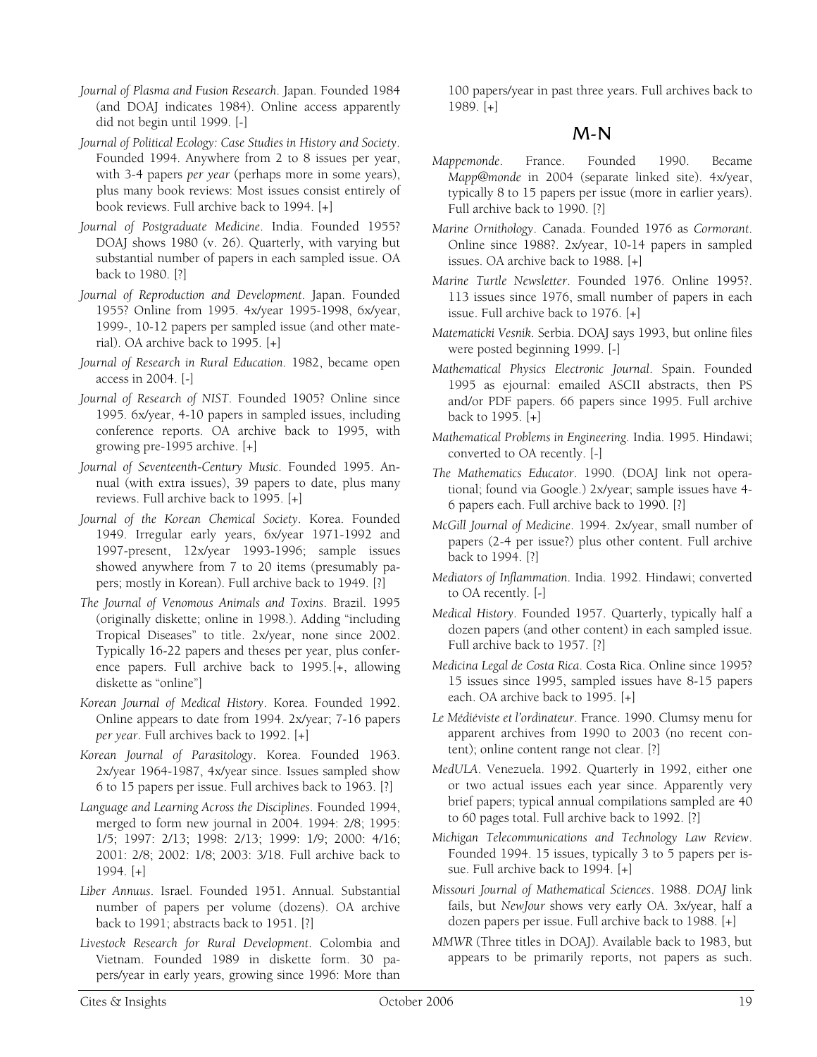*Journal of Plasma and Fusion Research*. Japan. Founded 1984 (and DOAJ indicates 1984). Online access apparently did not begin until 1999. [-]

*Journal of Political Ecology: Case Studies in History and Society*. Founded 1994. Anywhere from 2 to 8 issues per year, with 3-4 papers *per year* (perhaps more in some years), plus many book reviews: Most issues consist entirely of book reviews. Full archive back to 1994. [+]

*Journal of Postgraduate Medicine*. India. Founded 1955? DOAJ shows 1980 (v. 26). Quarterly, with varying but substantial number of papers in each sampled issue. OA back to 1980. [?]

*Journal of Reproduction and Development*. Japan. Founded 1955? Online from 1995. 4x/year 1995-1998, 6x/year, 1999-, 10-12 papers per sampled issue (and other material). OA archive back to 1995. [+]

*Journal of Research in Rural Education*. 1982, became open access in 2004. [-]

*Journal of Research of NIST*. Founded 1905? Online since 1995. 6x/year, 4-10 papers in sampled issues, including conference reports. OA archive back to 1995, with growing pre-1995 archive. [+]

*Journal of Seventeenth-Century Music*. Founded 1995. Annual (with extra issues), 39 papers to date, plus many reviews. Full archive back to 1995. [+]

*Journal of the Korean Chemical Society*. Korea. Founded 1949. Irregular early years, 6x/year 1971-1992 and 1997-present, 12x/year 1993-1996; sample issues showed anywhere from 7 to 20 items (presumably papers; mostly in Korean). Full archive back to 1949. [?]

*The Journal of Venomous Animals and Toxins*. Brazil. 1995 (originally diskette; online in 1998.). Adding "including Tropical Diseases" to title. 2x/year, none since 2002. Typically 16-22 papers and theses per year, plus conference papers. Full archive back to 1995.[+, allowing diskette as "online"]

*Korean Journal of Medical History*. Korea. Founded 1992. Online appears to date from 1994. 2x/year; 7-16 papers *per year*. Full archives back to 1992. [+]

*Korean Journal of Parasitology*. Korea. Founded 1963. 2x/year 1964-1987, 4x/year since. Issues sampled show 6 to 15 papers per issue. Full archives back to 1963. [?]

*Language and Learning Across the Disciplines*. Founded 1994, merged to form new journal in 2004. 1994: 2/8; 1995: 1/5; 1997: 2/13; 1998: 2/13; 1999: 1/9; 2000: 4/16; 2001: 2/8; 2002: 1/8; 2003: 3/18. Full archive back to 1994. [+]

*Liber Annuus*. Israel. Founded 1951. Annual. Substantial number of papers per volume (dozens). OA archive back to 1991; abstracts back to 1951. [?]

*Livestock Research for Rural Development*. Colombia and Vietnam. Founded 1989 in diskette form. 30 papers/year in early years, growing since 1996: More than 100 papers/year in past three years. Full archives back to 1989. [+]

## M-N

*Mappemonde*. France. Founded 1990. Became *Mapp@monde* in 2004 (separate linked site). 4x/year, typically 8 to 15 papers per issue (more in earlier years). Full archive back to 1990. [?]

*Marine Ornithology*. Canada. Founded 1976 as *Cormorant*. Online since 1988?. 2x/year, 10-14 papers in sampled issues. OA archive back to 1988. [+]

*Marine Turtle Newsletter*. Founded 1976. Online 1995?. 113 issues since 1976, small number of papers in each issue. Full archive back to 1976. [+]

*Matematicki Vesnik*. Serbia. DOAJ says 1993, but online files were posted beginning 1999. [-]

*Mathematical Physics Electronic Journal*. Spain. Founded 1995 as ejournal: emailed ASCII abstracts, then PS and/or PDF papers. 66 papers since 1995. Full archive back to 1995. [+]

*Mathematical Problems in Engineering*. India. 1995. Hindawi; converted to OA recently. [-]

*The Mathematics Educator*. 1990. (DOAJ link not operational; found via Google.) 2x/year; sample issues have 4-6 papers each. Full archive back to 1990. [?]

*McGill Journal of Medicine*. 1994. 2x/year, small number of papers (2-4 per issue?) plus other content. Full archive back to 1994. [?]

*Mediators of Inflammation*. India. 1992. Hindawi; converted to OA recently. [-]

*Medical History*. Founded 1957. Quarterly, typically half a dozen papers (and other content) in each sampled issue. Full archive back to 1957. [?]

*Medicina Legal de Costa Rica*. Costa Rica. Online since 1995? 15 issues since 1995, sampled issues have 8-15 papers each. OA archive back to 1995. [+]

*Le Médiéviste et l'ordinateur*. France. 1990. Clumsy menu for apparent archives from 1990 to 2003 (no recent content); online content range not clear. [?]

*MedULA*. Venezuela. 1992. Quarterly in 1992, either one or two actual issues each year since. Apparently very brief papers; typical annual compilations sampled are 40 to 60 pages total. Full archive back to 1992. [?]

*Michigan Telecommunications and Technology Law Review*. Founded 1994. 15 issues, typically 3 to 5 papers per issue. Full archive back to 1994. [+]

*Missouri Journal of Mathematical Sciences*. 1988. *DOAJ* link fails, but *NewJour* shows very early OA. 3x/year, half a dozen papers per issue. Full archive back to 1988. [+]

*MMWR* (Three titles in DOAJ). Available back to 1983, but appears to be primarily reports, not papers as such.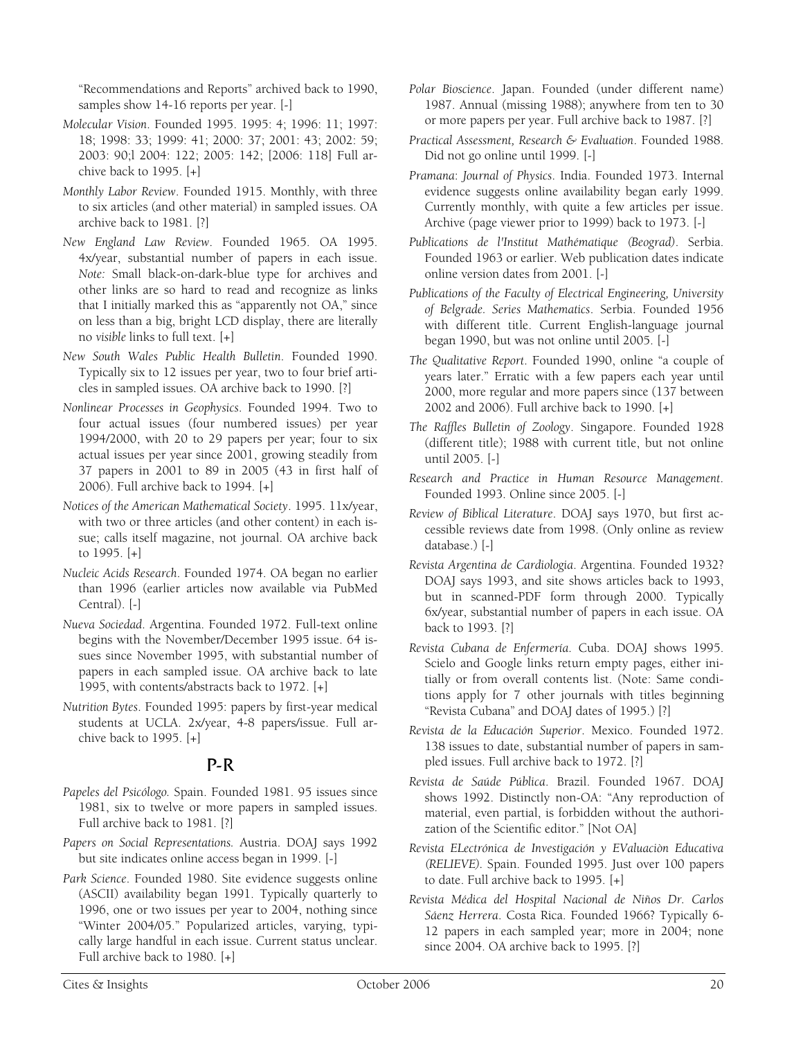"Recommendations and Reports" archived back to 1990, samples show 14-16 reports per year. [-]

*Molecular Vision*. Founded 1995. 1995: 4; 1996: 11; 1997: 18; 1998: 33; 1999: 41; 2000: 37; 2001: 43; 2002: 59; 2003: 90;l 2004: 122; 2005: 142; [2006: 118] Full archive back to 1995. [+]

*Monthly Labor Review*. Founded 1915. Monthly, with three to six articles (and other material) in sampled issues. OA archive back to 1981. [?]

*New England Law Review*. Founded 1965. OA 1995. 4x/year, substantial number of papers in each issue. *Note:* Small black-on-dark-blue type for archives and other links are so hard to read and recognize as links that I initially marked this as "apparently not OA," since on less than a big, bright LCD display, there are literally no *visible* links to full text. [+]

*New South Wales Public Health Bulletin*. Founded 1990. Typically six to 12 issues per year, two to four brief articles in sampled issues. OA archive back to 1990. [?]

*Nonlinear Processes in Geophysics*. Founded 1994. Two to four actual issues (four numbered issues) per year 1994/2000, with 20 to 29 papers per year; four to six actual issues per year since 2001, growing steadily from 37 papers in 2001 to 89 in 2005 (43 in first half of 2006). Full archive back to 1994. [+]

*Notices of the American Mathematical Society*. 1995. 11x/year, with two or three articles (and other content) in each issue; calls itself magazine, not journal. OA archive back to 1995. [+]

*Nucleic Acids Research*. Founded 1974. OA began no earlier than 1996 (earlier articles now available via PubMed Central). [-]

*Nueva Sociedad*. Argentina. Founded 1972. Full-text online begins with the November/December 1995 issue. 64 issues since November 1995, with substantial number of papers in each sampled issue. OA archive back to late 1995, with contents/abstracts back to 1972. [+]

*Nutrition Bytes*. Founded 1995: papers by first-year medical students at UCLA. 2x/year, 4-8 papers/issue. Full archive back to 1995. [+]

## P-R

*Papeles del Psicólogo*. Spain. Founded 1981. 95 issues since 1981, six to twelve or more papers in sampled issues. Full archive back to 1981. [?]

*Papers on Social Representations*. Austria. DOAJ says 1992 but site indicates online access began in 1999. [-]

*Park Science*. Founded 1980. Site evidence suggests online (ASCII) availability began 1991. Typically quarterly to 1996, one or two issues per year to 2004, nothing since "Winter 2004/05." Popularized articles, varying, typically large handful in each issue. Current status unclear. Full archive back to 1980. [+]

*Polar Bioscience*. Japan. Founded (under different name) 1987. Annual (missing 1988); anywhere from ten to 30 or more papers per year. Full archive back to 1987. [?]

*Practical Assessment, Research & Evaluation*. Founded 1988. Did not go online until 1999. [-]

*Pramana: Journal of Physics*. India. Founded 1973. Internal evidence suggests online availability began early 1999. Currently monthly, with quite a few articles per issue. Archive (page viewer prior to 1999) back to 1973. [-]

*Publications de l'Institut Mathématique (Beograd)*. Serbia. Founded 1963 or earlier. Web publication dates indicate online version dates from 2001. [-]

*Publications of the Faculty of Electrical Engineering, University of Belgrade. Series Mathematics*. Serbia. Founded 1956 with different title. Current English-language journal began 1990, but was not online until 2005. [-]

*The Qualitative Report*. Founded 1990, online "a couple of years later." Erratic with a few papers each year until 2000, more regular and more papers since (137 between 2002 and 2006). Full archive back to 1990. [+]

*The Raffles Bulletin of Zoology*. Singapore. Founded 1928 (different title); 1988 with current title, but not online until 2005. [-]

*Research and Practice in Human Resource Management*. Founded 1993. Online since 2005. [-]

*Review of Biblical Literature*. DOAJ says 1970, but first accessible reviews date from 1998. (Only online as review database.) [-]

*Revista Argentina de Cardiologia*. Argentina. Founded 1932? DOAJ says 1993, and site shows articles back to 1993, but in scanned-PDF form through 2000. Typically 6x/year, substantial number of papers in each issue. OA back to 1993. [?]

*Revista Cubana de Enfermería*. Cuba. DOAJ shows 1995. Scielo and Google links return empty pages, either initially or from overall contents list. (Note: Same conditions apply for 7 other journals with titles beginning "Revista Cubana" and DOAJ dates of 1995.) [?]

*Revista de la Educación Superior*. Mexico. Founded 1972. 138 issues to date, substantial number of papers in sampled issues. Full archive back to 1972. [?]

*Revista de Saúde Pública*. Brazil. Founded 1967. DOAJ shows 1992. Distinctly non-OA: "Any reproduction of material, even partial, is forbidden without the authorization of the Scientific editor." [Not OA]

*Revista ELectrónica de Investigación y EValuaciòn Educativa (RELIEVE)*. Spain. Founded 1995. Just over 100 papers to date. Full archive back to 1995. [+]

*Revista Médica del Hospital Nacional de Niños Dr. Carlos Sáenz Herrera*. Costa Rica. Founded 1966? Typically 6-12 papers in each sampled year; more in 2004; none since 2004. OA archive back to 1995. [?]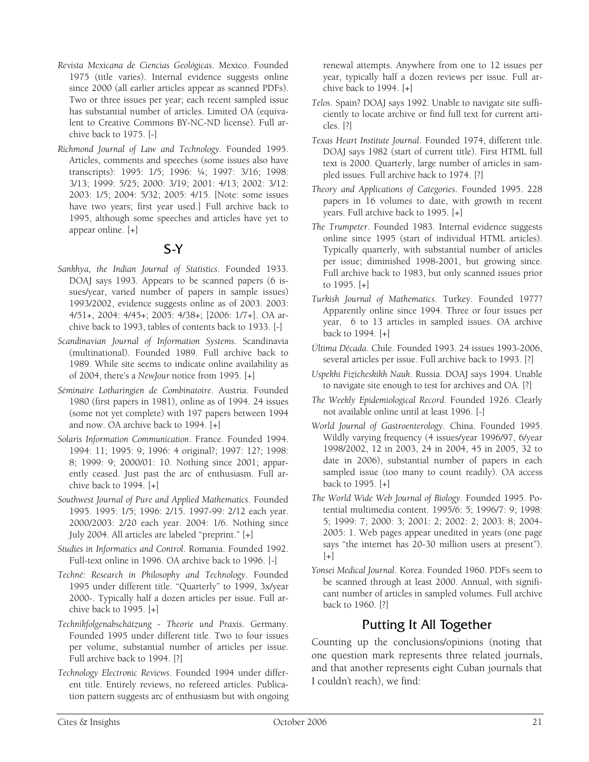*Revista Mexicana de Ciencias Geológicas*. Mexico. Founded 1975 (title varies). Internal evidence suggests online since 2000 (all earlier articles appear as scanned PDFs). Two or three issues per year; each recent sampled issue has substantial number of articles. Limited OA (equivalent to Creative Commons BY-NC-ND license). Full archive back to 1975. [-]

*Richmond Journal of Law and Technology*. Founded 1995. Articles, comments and speeches (some issues also have transcripts): 1995: 1/5; 1996: ¼; 1997: 3/16; 1998: 3/13; 1999: 5/25; 2000: 3/19; 2001: 4/13; 2002: 3/12: 2003: 1/5; 2004: 5/32; 2005: 4/15. [Note: some issues have two years; first year used.] Full archive back to 1995, although some speeches and articles have yet to appear online. [+]

## S-Y

*Sankhya, the Indian Journal of Statistics*. Founded 1933. DOAJ says 1993. Appears to be scanned papers (6 issues/year, varied number of papers in sample issues) 1993/2002, evidence suggests online as of 2003. 2003: 4/51+, 2004: 4/45+; 2005: 4/38+; [2006: 1/7+]. OA archive back to 1993, tables of contents back to 1933. [-]

*Scandinavian Journal of Information Systems*. Scandinavia (multinational). Founded 1989. Full archive back to 1989. While site seems to indicate online availability as of 2004, there's a *NewJour* notice from 1995. [+]

*Séminaire Lotharingien de Combinatoire*. Austria. Founded 1980 (first papers in 1981), online as of 1994. 24 issues (some not yet complete) with 197 papers between 1994 and now. OA archive back to 1994. [+]

*Solaris Information Communication*. France. Founded 1994. 1994: 11; 1995: 9; 1996: 4 original?; 1997: 12?; 1998: 8; 1999: 9; 2000/01: 10. Nothing since 2001; apparently ceased. Just past the arc of enthusiasm. Full archive back to 1994. [+]

*Southwest Journal of Pure and Applied Mathematics*. Founded 1995. 1995: 1/5; 1996: 2/15. 1997-99: 2/12 each year. 2000/2003: 2/20 each year. 2004: 1/6. Nothing since July 2004. All articles are labeled "preprint." [+]

*Studies in Informatics and Control*. Romania. Founded 1992. Full-text online in 1996. OA archive back to 1996. [-]

*Techné: Research in Philosophy and Technology*. Founded 1995 under different title. "Quarterly" to 1999, 3x/year 2000-. Typically half a dozen articles per issue. Full archive back to 1995. [+]

*Technikfolgenabschätzung - Theorie und Praxis*. Germany. Founded 1995 under different title. Two to four issues per volume, substantial number of articles per issue. Full archive back to 1994. [?]

*Technology Electronic Reviews*. Founded 1994 under different title. Entirely reviews, no refereed articles. Publication pattern suggests arc of enthusiasm but with ongoing renewal attempts. Anywhere from one to 12 issues per year, typically half a dozen reviews per issue. Full archive back to 1994. [+]

*Telos*. Spain? DOAJ says 1992. Unable to navigate site sufficiently to locate archive or find full text for current articles. [?]

*Texas Heart Institute Journal*. Founded 1974, different title. DOAJ says 1982 (start of current title). First HTML full text is 2000. Quarterly, large number of articles in sampled issues. Full archive back to 1974. [?]

*Theory and Applications of Categories*. Founded 1995. 228 papers in 16 volumes to date, with growth in recent years. Full archive back to 1995. [+]

*The Trumpeter*. Founded 1983. Internal evidence suggests online since 1995 (start of individual HTML articles). Typically quarterly, with substantial number of articles per issue; diminished 1998-2001, but growing since. Full archive back to 1983, but only scanned issues prior to 1995. [+]

*Turkish Journal of Mathematics*. Turkey. Founded 1977? Apparently online since 1994. Three or four issues per year, 6 to 13 articles in sampled issues. OA archive back to 1994. [+]

*Última Década*. Chile. Founded 1993. 24 issues 1993-2006, several articles per issue. Full archive back to 1993. [?]

*Uspekhi Fizicheskikh Nauk*. Russia. DOAJ says 1994. Unable to navigate site enough to test for archives and OA. [?]

*The Weekly Epidemiological Record*. Founded 1926. Clearly not available online until at least 1996. [-]

*World Journal of Gastroenterology*. China. Founded 1995. Wildly varying frequency (4 issues/year 1996/97, 6/year 1998/2002, 12 in 2003, 24 in 2004, 45 in 2005, 32 to date in 2006), substantial number of papers in each sampled issue (too many to count readily). OA access back to 1995. [+]

*The World Wide Web Journal of Biology*. Founded 1995. Potential multimedia content. 1995/6: 5; 1996/7: 9; 1998: 5; 1999: 7; 2000: 3; 2001: 2; 2002: 2; 2003: 8; 2004-2005: 1. Web pages appear unedited in years (one page says "the internet has 20-30 million users at present"). [+]

*Yonsei Medical Journal*. Korea. Founded 1960. PDFs seem to be scanned through at least 2000. Annual, with significant number of articles in sampled volumes. Full archive back to 1960. [?]

## Putting It All Together

Counting up the conclusions/opinions (noting that one question mark represents three related journals, and that another represents eight Cuban journals that I couldn't reach), we find: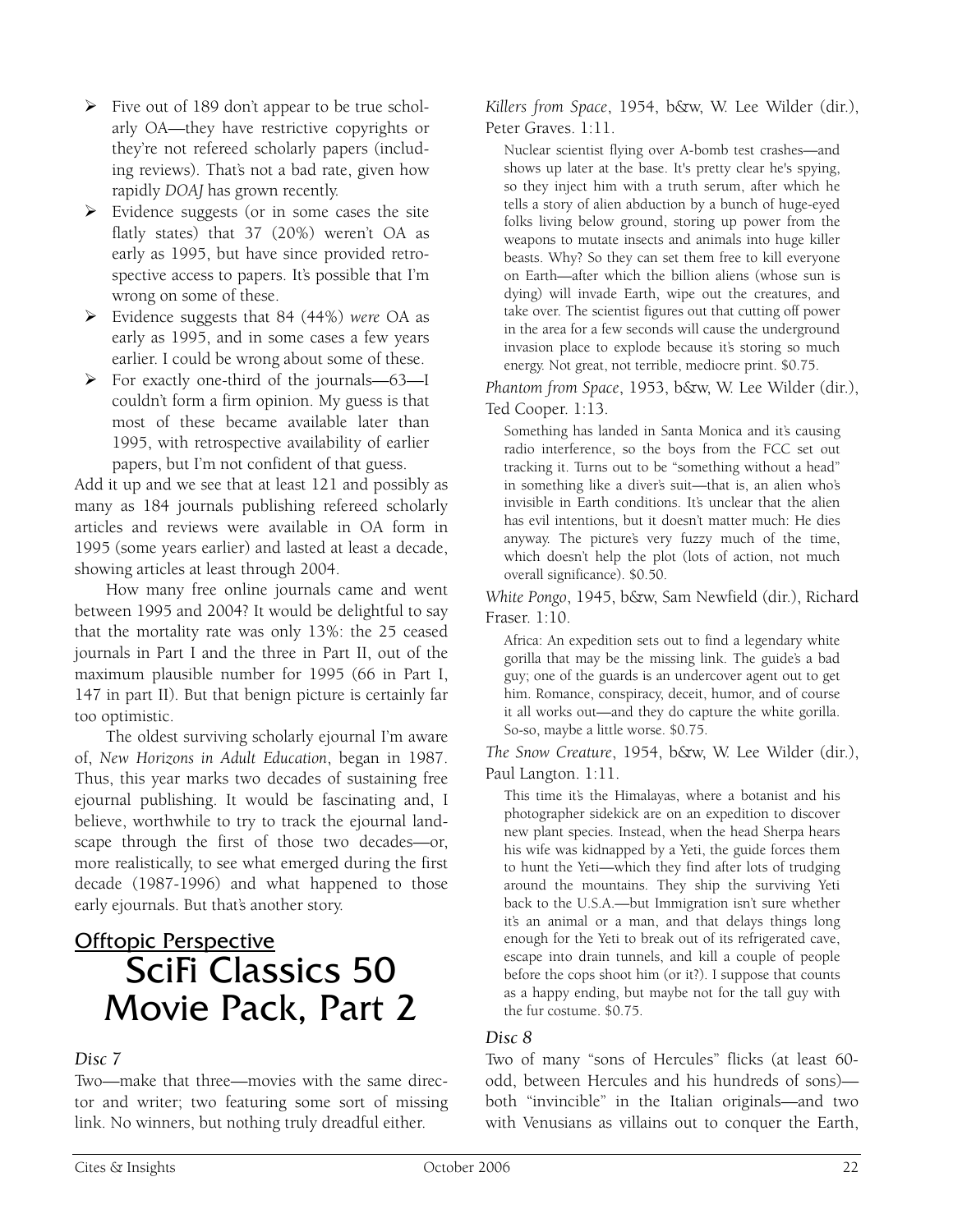- Five out of 189 don't appear to be true scholarly OA—they have restrictive copyrights or they're not refereed scholarly papers (including reviews). That's not a bad rate, given how rapidly *DOAJ* has grown recently.
- Evidence suggests (or in some cases the site flatly states) that 37 (20%) weren't OA as early as 1995, but have since provided retrospective access to papers. It's possible that I'm wrong on some of these.
- Evidence suggests that 84 (44%) *were* OA as early as 1995, and in some cases a few years earlier. I could be wrong about some of these.
- For exactly one-third of the journals—63—I couldn't form a firm opinion. My guess is that most of these became available later than 1995, with retrospective availability of earlier papers, but I'm not confident of that guess.

Add it up and we see that at least 121 and possibly as many as 184 journals publishing refereed scholarly articles and reviews were available in OA form in 1995 (some years earlier) and lasted at least a decade, showing articles at least through 2004.

How many free online journals came and went between 1995 and 2004? It would be delightful to say that the mortality rate was only 13%: the 25 ceased journals in Part I and the three in Part II, out of the maximum plausible number for 1995 (66 in Part I, 147 in part II). But that benign picture is certainly far too optimistic.

The oldest surviving scholarly ejournal I'm aware of, *New Horizons in Adult Education*, began in 1987. Thus, this year marks two decades of sustaining free ejournal publishing. It would be fascinating and, I believe, worthwhile to try to track the ejournal landscape through the first of those two decades—or, more realistically, to see what emerged during the first decade (1987-1996) and what happened to those early ejournals. But that's another story.

## Offtopic Perspective

# SciFi Classics 50 Movie Pack, Part 2

### *Disc 7*

Two—make that three—movies with the same director and writer; two featuring some sort of missing link. No winners, but nothing truly dreadful either.

*Killers from Space*, 1954, b&w, W. Lee Wilder (dir.), Peter Graves. 1:11.

Nuclear scientist flying over A-bomb test crashes—and shows up later at the base. It's pretty clear he's spying, so they inject him with a truth serum, after which he tells a story of alien abduction by a bunch of huge-eyed folks living below ground, storing up power from the weapons to mutate insects and animals into huge killer beasts. Why? So they can set them free to kill everyone on Earth—after which the billion aliens (whose sun is dying) will invade Earth, wipe out the creatures, and take over. The scientist figures out that cutting off power in the area for a few seconds will cause the underground invasion place to explode because it's storing so much energy. Not great, not terrible, mediocre print. $0.75.

*Phantom from Space*, 1953, b&w, W. Lee Wilder (dir.), Ted Cooper. 1:13.

Something has landed in Santa Monica and it's causing radio interference, so the boys from the FCC set out tracking it. Turns out to be "something without a head" in something like a diver's suit—that is, an alien who's invisible in Earth conditions. It's unclear that the alien has evil intentions, but it doesn't matter much: He dies anyway. The picture's very fuzzy much of the time, which doesn't help the plot (lots of action, not much overall significance). $0.50.

*White Pongo*, 1945, b&w, Sam Newfield (dir.), Richard Fraser. 1:10.

Africa: An expedition sets out to find a legendary white gorilla that may be the missing link. The guide's a bad guy; one of the guards is an undercover agent out to get him. Romance, conspiracy, deceit, humor, and of course it all works out—and they do capture the white gorilla. So-so, maybe a little worse. $0.75.

*The Snow Creature*, 1954, b&w, W. Lee Wilder (dir.), Paul Langton. 1:11.

This time it's the Himalayas, where a botanist and his photographer sidekick are on an expedition to discover new plant species. Instead, when the head Sherpa hears his wife was kidnapped by a Yeti, the guide forces them to hunt the Yeti—which they find after lots of trudging around the mountains. They ship the surviving Yeti back to the U.S.A.—but Immigration isn't sure whether it's an animal or a man, and that delays things long enough for the Yeti to break out of its refrigerated cave, escape into drain tunnels, and kill a couple of people before the cops shoot him (or it?). I suppose that counts as a happy ending, but maybe not for the tall guy with the fur costume. $0.75.

### *Disc 8*

Two of many "sons of Hercules" flicks (at least 60-odd, between Hercules and his hundreds of sons)—both "invincible" in the Italian originals—and two with Venusians as villains out to conquer the Earth,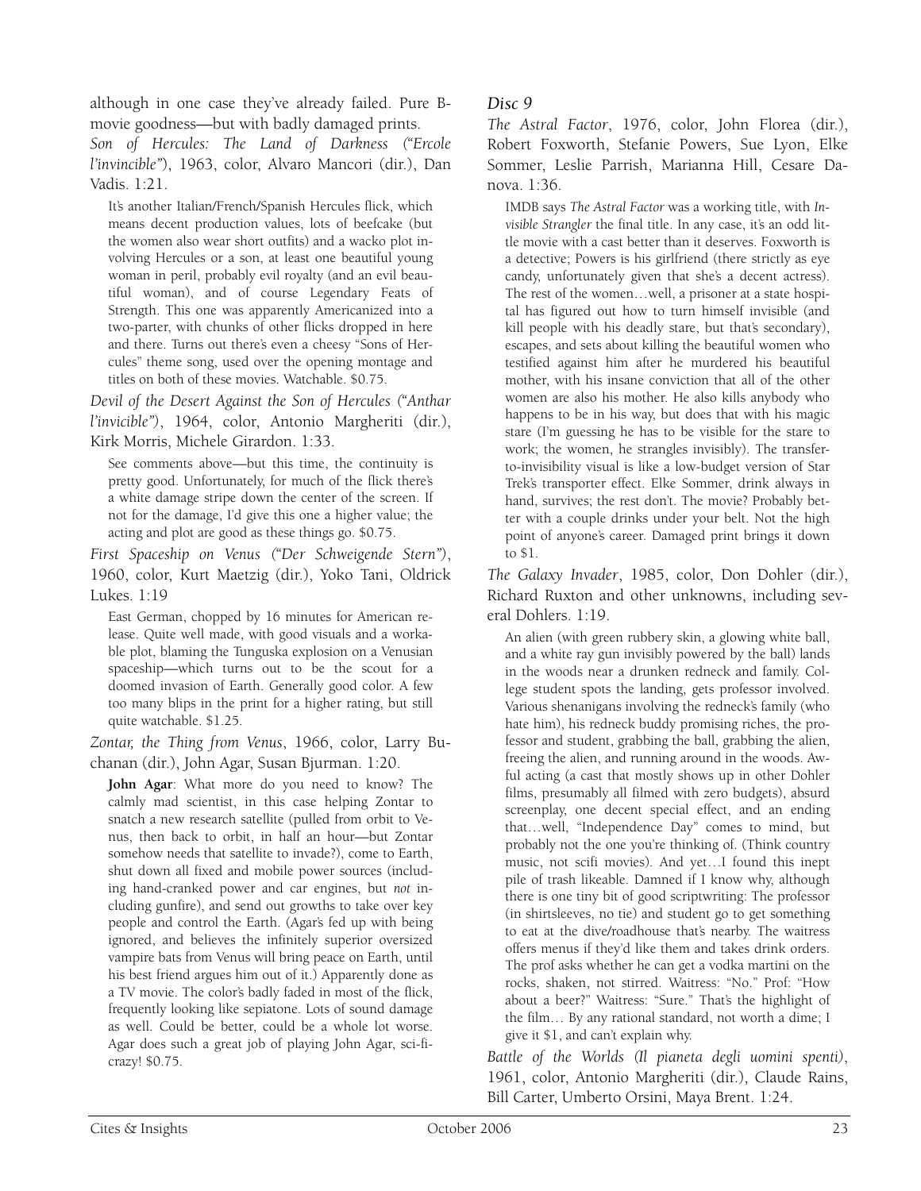although in one case they've already failed. Pure B-movie goodness—but with badly damaged prints.

*Son of Hercules: The Land of Darkness ("Ercole l'invincible")*, 1963, color, Alvaro Mancori (dir.), Dan Vadis. 1:21.

It's another Italian/French/Spanish Hercules flick, which means decent production values, lots of beefcake (but the women also wear short outfits) and a wacko plot involving Hercules or a son, at least one beautiful young woman in peril, probably evil royalty (and an evil beautiful woman), and of course Legendary Feats of Strength. This one was apparently Americanized into a two-parter, with chunks of other flicks dropped in here and there. Turns out there's even a cheesy "Sons of Hercules" theme song, used over the opening montage and titles on both of these movies. Watchable. $0.75.

*Devil of the Desert Against the Son of Hercules ("Anthar l'invicible")*, 1964, color, Antonio Margheriti (dir.), Kirk Morris, Michele Girardon. 1:33.

See comments above—but this time, the continuity is pretty good. Unfortunately, for much of the flick there's a white damage stripe down the center of the screen. If not for the damage, I'd give this one a higher value; the acting and plot are good as these things go. $0.75.

*First Spaceship on Venus ("Der Schweigende Stern")*, 1960, color, Kurt Maetzig (dir.), Yoko Tani, Oldrick Lukes. 1:19

East German, chopped by 16 minutes for American release. Quite well made, with good visuals and a workable plot, blaming the Tunguska explosion on a Venusian spaceship—which turns out to be the scout for a doomed invasion of Earth. Generally good color. A few too many blips in the print for a higher rating, but still quite watchable. $1.25.

*Zontar, the Thing from Venus*, 1966, color, Larry Buchanan (dir.), John Agar, Susan Bjurman. 1:20.

**John Agar**: What more do you need to know? The calmly mad scientist, in this case helping Zontar to snatch a new research satellite (pulled from orbit to Venus, then back to orbit, in half an hour—but Zontar somehow needs that satellite to invade?), come to Earth, shut down all fixed and mobile power sources (including hand-cranked power and car engines, but *not* including gunfire), and send out growths to take over key people and control the Earth. (Agar's fed up with being ignored, and believes the infinitely superior oversized vampire bats from Venus will bring peace on Earth, until his best friend argues him out of it.) Apparently done as a TV movie. The color's badly faded in most of the flick, frequently looking like sepiatone. Lots of sound damage as well. Could be better, could be a whole lot worse. Agar does such a great job of playing John Agar, sci-fi-crazy! $0.75.

### Disc 9

*The Astral Factor*, 1976, color, John Florea (dir.), Robert Foxworth, Stefanie Powers, Sue Lyon, Elke Sommer, Leslie Parrish, Marianna Hill, Cesare Danova. 1:36.

IMDB says *The Astral Factor* was a working title, with *Invisible Strangler* the final title. In any case, it's an odd little movie with a cast better than it deserves. Foxworth is a detective; Powers is his girlfriend (there strictly as eye candy, unfortunately given that she's a decent actress). The rest of the women…well, a prisoner at a state hospital has figured out how to turn himself invisible (and kill people with his deadly stare, but that's secondary), escapes, and sets about killing the beautiful women who testified against him after he murdered his beautiful mother, with his insane conviction that all of the other women are also his mother. He also kills anybody who happens to be in his way, but does that with his magic stare (I'm guessing he has to be visible for the stare to work; the women, he strangles invisibly). The transfer-to-invisibility visual is like a low-budget version of Star Trek's transporter effect. Elke Sommer, drink always in hand, survives; the rest don't. The movie? Probably better with a couple drinks under your belt. Not the high point of anyone's career. Damaged print brings it down to $1.

*The Galaxy Invader*, 1985, color, Don Dohler (dir.), Richard Ruxton and other unknowns, including several Dohlers. 1:19.

An alien (with green rubbery skin, a glowing white ball, and a white ray gun invisibly powered by the ball) lands in the woods near a drunken redneck and family. College student spots the landing, gets professor involved. Various shenanigans involving the redneck's family (who hate him), his redneck buddy promising riches, the professor and student, grabbing the ball, grabbing the alien, freeing the alien, and running around in the woods. Awful acting (a cast that mostly shows up in other Dohler films, presumably all filmed with zero budgets), absurd screenplay, one decent special effect, and an ending that…well, "Independence Day" comes to mind, but probably not the one you're thinking of. (Think country music, not scifi movies). And yet…I found this inept pile of trash likeable. Damned if I know why, although there is one tiny bit of good scriptwriting: The professor (in shirtsleeves, no tie) and student go to get something to eat at the dive/roadhouse that's nearby. The waitress offers menus if they'd like them and takes drink orders. The prof asks whether he can get a vodka martini on the rocks, shaken, not stirred. Waitress: "No." Prof: "How about a beer?" Waitress: "Sure." That's the highlight of the film… By any rational standard, not worth a dime; I give it $1, and can't explain why.

*Battle of the Worlds (Il pianeta degli uomini spenti)*, 1961, color, Antonio Margheriti (dir.), Claude Rains, Bill Carter, Umberto Orsini, Maya Brent. 1:24.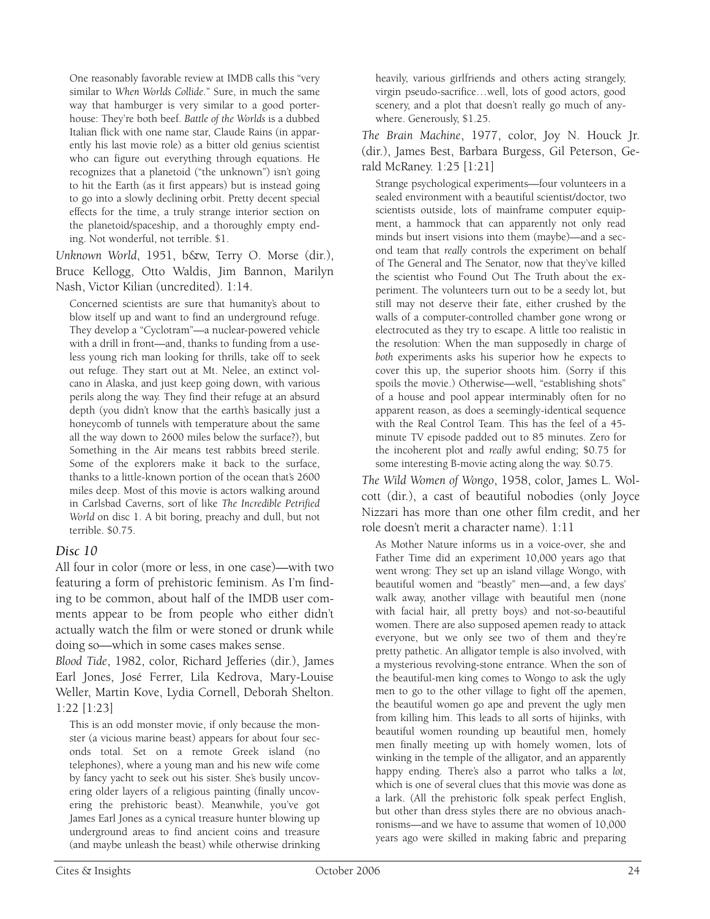One reasonably favorable review at IMDB calls this "very similar to *When Worlds Collide*." Sure, in much the same way that hamburger is very similar to a good porterhouse: They're both beef. *Battle of the Worlds* is a dubbed Italian flick with one name star, Claude Rains (in apparently his last movie role) as a bitter old genius scientist who can figure out everything through equations. He recognizes that a planetoid ("the unknown") isn't going to hit the Earth (as it first appears) but is instead going to go into a slowly declining orbit. Pretty decent special effects for the time, a truly strange interior section on the planetoid/spaceship, and a thoroughly empty ending. Not wonderful, not terrible. $1.

*Unknown World*, 1951, b&w, Terry O. Morse (dir.), Bruce Kellogg, Otto Waldis, Jim Bannon, Marilyn Nash, Victor Kilian (uncredited). 1:14.

Concerned scientists are sure that humanity's about to blow itself up and want to find an underground refuge. They develop a "Cyclotram"—a nuclear-powered vehicle with a drill in front—and, thanks to funding from a useless young rich man looking for thrills, take off to seek out refuge. They start out at Mt. Nelee, an extinct volcano in Alaska, and just keep going down, with various perils along the way. They find their refuge at an absurd depth (you didn't know that the earth's basically just a honeycomb of tunnels with temperature about the same all the way down to 2600 miles below the surface?), but Something in the Air means test rabbits breed sterile. Some of the explorers make it back to the surface, thanks to a little-known portion of the ocean that's 2600 miles deep. Most of this movie is actors walking around in Carlsbad Caverns, sort of like *The Incredible Petrified World* on disc 1. A bit boring, preachy and dull, but not terrible. $0.75.

## *Disc 10*

All four in color (more or less, in one case)—with two featuring a form of prehistoric feminism. As I'm finding to be common, about half of the IMDB user comments appear to be from people who either didn't actually watch the film or were stoned or drunk while doing so—which in some cases makes sense.

*Blood Tide*, 1982, color, Richard Jefferies (dir.), James Earl Jones, José Ferrer, Lila Kedrova, Mary-Louise Weller, Martin Kove, Lydia Cornell, Deborah Shelton. 1:22 [1:23]

This is an odd monster movie, if only because the monster (a vicious marine beast) appears for about four seconds total. Set on a remote Greek island (no telephones), where a young man and his new wife come by fancy yacht to seek out his sister. She's busily uncovering older layers of a religious painting (finally uncovering the prehistoric beast). Meanwhile, you've got James Earl Jones as a cynical treasure hunter blowing up underground areas to find ancient coins and treasure (and maybe unleash the beast) while otherwise drinking heavily, various girlfriends and others acting strangely, virgin pseudo-sacrifice…well, lots of good actors, good scenery, and a plot that doesn't really go much of anywhere. Generously, $1.25.

*The Brain Machine*, 1977, color, Joy N. Houck Jr. (dir.), James Best, Barbara Burgess, Gil Peterson, Gerald McRaney. 1:25 [1:21]

Strange psychological experiments—four volunteers in a sealed environment with a beautiful scientist/doctor, two scientists outside, lots of mainframe computer equipment, a hammock that can apparently not only read minds but insert visions into them (maybe)—and a second team that *really* controls the experiment on behalf of The General and The Senator, now that they've killed the scientist who Found Out The Truth about the experiment. The volunteers turn out to be a seedy lot, but still may not deserve their fate, either crushed by the walls of a computer-controlled chamber gone wrong or electrocuted as they try to escape. A little too realistic in the resolution: When the man supposedly in charge of *both* experiments asks his superior how he expects to cover this up, the superior shoots him. (Sorry if this spoils the movie.) Otherwise—well, "establishing shots" of a house and pool appear interminably often for no apparent reason, as does a seemingly-identical sequence with the Real Control Team. This has the feel of a 45-minute TV episode padded out to 85 minutes. Zero for the incoherent plot and *really* awful ending; $0.75 for some interesting B-movie acting along the way. $0.75.

*The Wild Women of Wongo*, 1958, color, James L. Wolcott (dir.), a cast of beautiful nobodies (only Joyce Nizzari has more than one other film credit, and her role doesn't merit a character name). 1:11

As Mother Nature informs us in a voice-over, she and Father Time did an experiment 10,000 years ago that went wrong: They set up an island village Wongo, with beautiful women and "beastly" men—and, a few days' walk away, another village with beautiful men (none with facial hair, all pretty boys) and not-so-beautiful women. There are also supposed apemen ready to attack everyone, but we only see two of them and they're pretty pathetic. An alligator temple is also involved, with a mysterious revolving-stone entrance. When the son of the beautiful-men king comes to Wongo to ask the ugly men to go to the other village to fight off the apemen, the beautiful women go ape and prevent the ugly men from killing him. This leads to all sorts of hijinks, with beautiful women rounding up beautiful men, homely men finally meeting up with homely women, lots of winking in the temple of the alligator, and an apparently happy ending. There's also a parrot who talks a *lot*, which is one of several clues that this movie was done as a lark. (All the prehistoric folk speak perfect English, but other than dress styles there are no obvious anachronisms—and we have to assume that women of 10,000 years ago were skilled in making fabric and preparing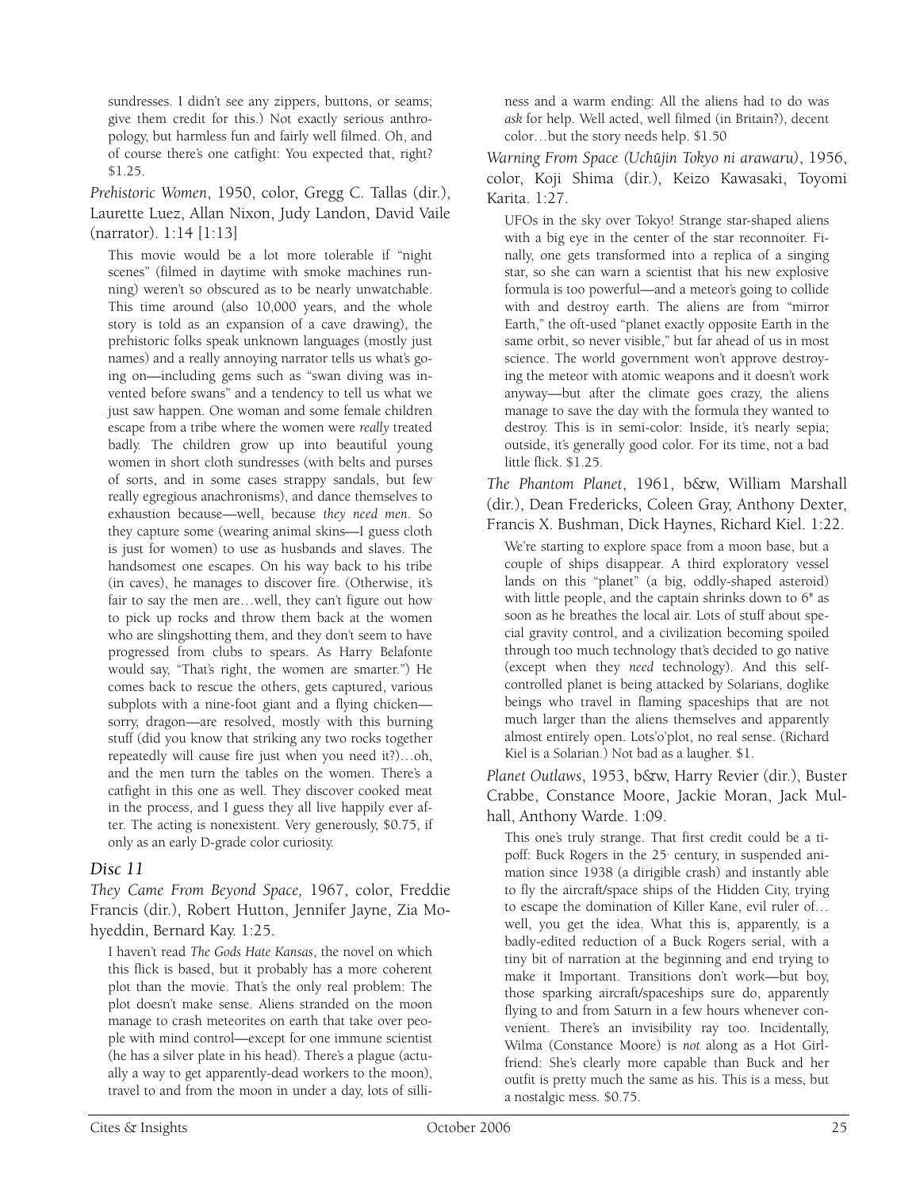sundresses. I didn't see any zippers, buttons, or seams; give them credit for this.) Not exactly serious anthropology, but harmless fun and fairly well filmed. Oh, and of course there's one catfight: You expected that, right? $1.25.

*Prehistoric Women*, 1950, color, Gregg C. Tallas (dir.), Laurette Luez, Allan Nixon, Judy Landon, David Vaile (narrator). 1:14 [1:13]

This movie would be a lot more tolerable if "night scenes" (filmed in daytime with smoke machines running) weren't so obscured as to be nearly unwatchable. This time around (also 10,000 years, and the whole story is told as an expansion of a cave drawing), the prehistoric folks speak unknown languages (mostly just names) and a really annoying narrator tells us what's going on—including gems such as "swan diving was invented before swans" and a tendency to tell us what we just saw happen. One woman and some female children escape from a tribe where the women were *really* treated badly. The children grow up into beautiful young women in short cloth sundresses (with belts and purses of sorts, and in some cases strappy sandals, but few really egregious anachronisms), and dance themselves to exhaustion because—well, because *they need men*. So they capture some (wearing animal skins—I guess cloth is just for women) to use as husbands and slaves. The handsomest one escapes. On his way back to his tribe (in caves), he manages to discover fire. (Otherwise, it's fair to say the men are…well, they can't figure out how to pick up rocks and throw them back at the women who are slingshotting them, and they don't seem to have progressed from clubs to spears. As Harry Belafonte would say, "That's right, the women are smarter.") He comes back to rescue the others, gets captured, various subplots with a nine-foot giant and a flying chicken—sorry, dragon—are resolved, mostly with this burning stuff (did you know that striking any two rocks together repeatedly will cause fire just when you need it?)…oh, and the men turn the tables on the women. There's a catfight in this one as well. They discover cooked meat in the process, and I guess they all live happily ever after. The acting is nonexistent. Very generously, $0.75, if only as an early D-grade color curiosity.

## Disc 11

*They Came From Beyond Space,* 1967, color, Freddie Francis (dir.), Robert Hutton, Jennifer Jayne, Zia Mohyeddin, Bernard Kay. 1:25.

I haven't read *The Gods Hate Kansas*, the novel on which this flick is based, but it probably has a more coherent plot than the movie. That's the only real problem: The plot doesn't make sense. Aliens stranded on the moon manage to crash meteorites on earth that take over people with mind control—except for one immune scientist (he has a silver plate in his head). There's a plague (actually a way to get apparently-dead workers to the moon), travel to and from the moon in under a day, lots of silliness and a warm ending: All the aliens had to do was *ask* for help. Well acted, well filmed (in Britain?), decent color…but the story needs help. $1.50

*Warning From Space (Uchûjin Tokyo ni arawaru)*, 1956, color, Koji Shima (dir.), Keizo Kawasaki, Toyomi Karita. 1:27.

UFOs in the sky over Tokyo! Strange star-shaped aliens with a big eye in the center of the star reconnoiter. Finally, one gets transformed into a replica of a singing star, so she can warn a scientist that his new explosive formula is too powerful—and a meteor's going to collide with and destroy earth. The aliens are from "mirror Earth," the oft-used "planet exactly opposite Earth in the same orbit, so never visible," but far ahead of us in most science. The world government won't approve destroying the meteor with atomic weapons and it doesn't work anyway—but after the climate goes crazy, the aliens manage to save the day with the formula they wanted to destroy. This is in semi-color: Inside, it's nearly sepia; outside, it's generally good color. For its time, not a bad little flick. $1.25.

*The Phantom Planet*, 1961, b&w, William Marshall (dir.), Dean Fredericks, Coleen Gray, Anthony Dexter, Francis X. Bushman, Dick Haynes, Richard Kiel. 1:22.

We're starting to explore space from a moon base, but a couple of ships disappear. A third exploratory vessel lands on this "planet" (a big, oddly-shaped asteroid) with little people, and the captain shrinks down to 6" as soon as he breathes the local air. Lots of stuff about special gravity control, and a civilization becoming spoiled through too much technology that's decided to go native (except when they *need* technology). And this self-controlled planet is being attacked by Solarians, doglike beings who travel in flaming spaceships that are not much larger than the aliens themselves and apparently almost entirely open. Lots'o'plot, no real sense. (Richard Kiel is a Solarian.) Not bad as a laugher. $1.

*Planet Outlaws*, 1953, b&w, Harry Revier (dir.), Buster Crabbe, Constance Moore, Jackie Moran, Jack Mulhall, Anthony Warde. 1:09.

This one's truly strange. That first credit could be a tipoff: Buck Rogers in the 25th century, in suspended animation since 1938 (a dirigible crash) and instantly able to fly the aircraft/space ships of the Hidden City, trying to escape the domination of Killer Kane, evil ruler of… well, you get the idea. What this is, apparently, is a badly-edited reduction of a Buck Rogers serial, with a tiny bit of narration at the beginning and end trying to make it Important. Transitions don't work—but boy, those sparking aircraft/spaceships sure do, apparently flying to and from Saturn in a few hours whenever convenient. There's an invisibility ray too. Incidentally, Wilma (Constance Moore) is *not* along as a Hot Girlfriend: She's clearly more capable than Buck and her outfit is pretty much the same as his. This is a mess, but a nostalgic mess. $0.75.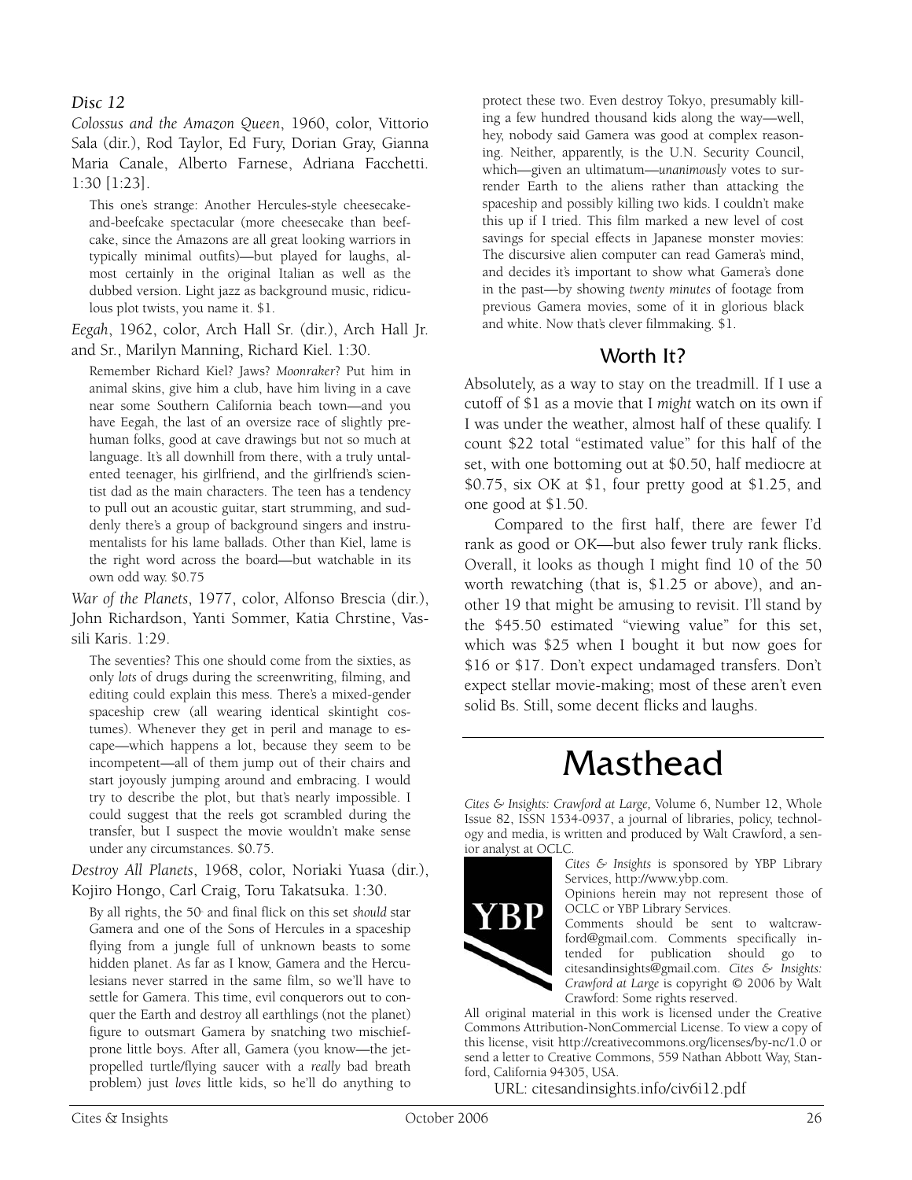*Disc 12*

*Colossus and the Amazon Queen*, 1960, color, Vittorio Sala (dir.), Rod Taylor, Ed Fury, Dorian Gray, Gianna Maria Canale, Alberto Farnese, Adriana Facchetti. 1:30 [1:23].

This one's strange: Another Hercules-style cheesecake-and-beefcake spectacular (more cheesecake than beefcake, since the Amazons are all great looking warriors in typically minimal outfits)—but played for laughs, almost certainly in the original Italian as well as the dubbed version. Light jazz as background music, ridiculous plot twists, you name it. $1.

*Eegah*, 1962, color, Arch Hall Sr. (dir.), Arch Hall Jr. and Sr., Marilyn Manning, Richard Kiel. 1:30.

Remember Richard Kiel? Jaws? *Moonraker*? Put him in animal skins, give him a club, have him living in a cave near some Southern California beach town—and you have Eegah, the last of an oversize race of slightly prehuman folks, good at cave drawings but not so much at language. It's all downhill from there, with a truly untalented teenager, his girlfriend, and the girlfriend's scientist dad as the main characters. The teen has a tendency to pull out an acoustic guitar, start strumming, and suddenly there's a group of background singers and instrumentalists for his lame ballads. Other than Kiel, lame is the right word across the board—but watchable in its own odd way. $0.75

*War of the Planets*, 1977, color, Alfonso Brescia (dir.), John Richardson, Yanti Sommer, Katia Chrstine, Vassili Karis. 1:29.

The seventies? This one should come from the sixties, as only *lots* of drugs during the screenwriting, filming, and editing could explain this mess. There's a mixed-gender spaceship crew (all wearing identical skintight costumes). Whenever they get in peril and manage to escape—which happens a lot, because they seem to be incompetent—all of them jump out of their chairs and start joyously jumping around and embracing. I would try to describe the plot, but that's nearly impossible. I could suggest that the reels got scrambled during the transfer, but I suspect the movie wouldn't make sense under any circumstances. $0.75.

*Destroy All Planets*, 1968, color, Noriaki Yuasa (dir.), Kojiro Hongo, Carl Craig, Toru Takatsuka. 1:30.

By all rights, the 50th and final flick on this set *should* star Gamera and one of the Sons of Hercules in a spaceship flying from a jungle full of unknown beasts to some hidden planet. As far as I know, Gamera and the Herculesians never starred in the same film, so we'll have to settle for Gamera. This time, evil conquerors out to conquer the Earth and destroy all earthlings (not the planet) figure to outsmart Gamera by snatching two mischief-prone little boys. After all, Gamera (you know—the jet-propelled turtle/flying saucer with a *really* bad breath problem) just *loves* little kids, so he'll do anything to protect these two. Even destroy Tokyo, presumably killing a few hundred thousand kids along the way—well, hey, nobody said Gamera was good at complex reasoning. Neither, apparently, is the U.N. Security Council, which—given an ultimatum—*unanimously* votes to surrender Earth to the aliens rather than attacking the spaceship and possibly killing two kids. I couldn't make this up if I tried. This film marked a new level of cost savings for special effects in Japanese monster movies: The discursive alien computer can read Gamera's mind, and decides it's important to show what Gamera's done in the past—by showing *twenty minutes* of footage from previous Gamera movies, some of it in glorious black and white. Now that's clever filmmaking. $1.

## Worth It?

Absolutely, as a way to stay on the treadmill. If I use a cutoff of $1 as a movie that I *might* watch on its own if I was under the weather, almost half of these qualify. I count $22 total "estimated value" for this half of the set, with one bottoming out at $0.50, half mediocre at $0.75, six OK at $1, four pretty good at $1.25, and one good at $1.50.

Compared to the first half, there are fewer I'd rank as good or OK—but also fewer truly rank flicks. Overall, it looks as though I might find 10 of the 50 worth rewatching (that is, $1.25 or above), and another 19 that might be amusing to revisit. I'll stand by the $45.50 estimated "viewing value" for this set, which was $25 when I bought it but now goes for $16 or $17. Don't expect undamaged transfers. Don't expect stellar movie-making; most of these aren't even solid Bs. Still, some decent flicks and laughs.

# Masthead

*Cites & Insights: Crawford at Large,* Volume 6, Number 12, Whole Issue 82, ISSN 1534-0937, a journal of libraries, policy, technology and media, is written and produced by Walt Crawford, a senior analyst at OCLC.

YBP

*Cites & Insights* is sponsored by YBP Library Services, http://www.ybp.com.

Opinions herein may not represent those of OCLC or YBP Library Services.

Comments should be sent to waltcrawford@gmail.com. Comments specifically intended for publication should go to citesandinsights@gmail.com. *Cites & Insights: Crawford at Large* is copyright © 2006 by Walt Crawford: Some rights reserved.

All original material in this work is licensed under the Creative Commons Attribution-NonCommercial License. To view a copy of this license, visit http://creativecommons.org/licenses/by-nc/1.0 or send a letter to Creative Commons, 559 Nathan Abbott Way, Stanford, California 94305, USA.

URL: citesandinsights.info/civ6i12.pdf